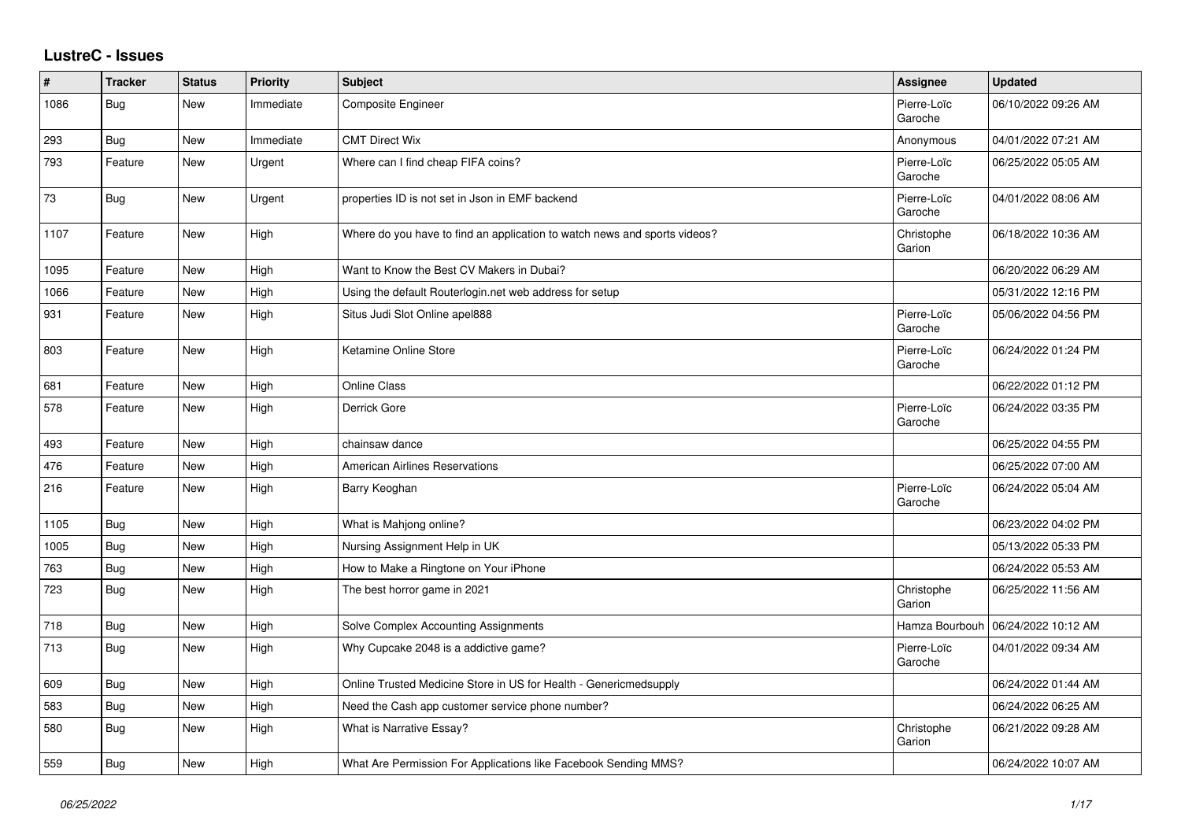# LustreC - Issues

| # | Tracker | Status | Priority | Subject | Assignee | Updated |
|---|---|---|---|---|---|---|
| 1086 | Bug | New | Immediate | Composite Engineer | Pierre-Loïc Garoche | 06/10/2022 09:26 AM |
| 293 | Bug | New | Immediate | CMT Direct Wix | Anonymous | 04/01/2022 07:21 AM |
| 793 | Feature | New | Urgent | Where can I find cheap FIFA coins? | Pierre-Loïc Garoche | 06/25/2022 05:05 AM |
| 73 | Bug | New | Urgent | properties ID is not set in Json in EMF backend | Pierre-Loïc Garoche | 04/01/2022 08:06 AM |
| 1107 | Feature | New | High | Where do you have to find an application to watch news and sports videos? | Christophe Garion | 06/18/2022 10:36 AM |
| 1095 | Feature | New | High | Want to Know the Best CV Makers in Dubai? | | 06/20/2022 06:29 AM |
| 1066 | Feature | New | High | Using the default Routerlogin.net web address for setup | | 05/31/2022 12:16 PM |
| 931 | Feature | New | High | Situs Judi Slot Online apel888 | Pierre-Loïc Garoche | 05/06/2022 04:56 PM |
| 803 | Feature | New | High | Ketamine Online Store | Pierre-Loïc Garoche | 06/24/2022 01:24 PM |
| 681 | Feature | New | High | Online Class | | 06/22/2022 01:12 PM |
| 578 | Feature | New | High | Derrick Gore | Pierre-Loïc Garoche | 06/24/2022 03:35 PM |
| 493 | Feature | New | High | chainsaw dance | | 06/25/2022 04:55 PM |
| 476 | Feature | New | High | American Airlines Reservations | | 06/25/2022 07:00 AM |
| 216 | Feature | New | High | Barry Keoghan | Pierre-Loïc Garoche | 06/24/2022 05:04 AM |
| 1105 | Bug | New | High | What is Mahjong online? | | 06/23/2022 04:02 PM |
| 1005 | Bug | New | High | Nursing Assignment Help in UK | | 05/13/2022 05:33 PM |
| 763 | Bug | New | High | How to Make a Ringtone on Your iPhone | | 06/24/2022 05:53 AM |
| 723 | Bug | New | High | The best horror game in 2021 | Christophe Garion | 06/25/2022 11:56 AM |
| 718 | Bug | New | High | Solve Complex Accounting Assignments | Hamza Bourbouh | 06/24/2022 10:12 AM |
| 713 | Bug | New | High | Why Cupcake 2048 is a addictive game? | Pierre-Loïc Garoche | 04/01/2022 09:34 AM |
| 609 | Bug | New | High | Online Trusted Medicine Store in US for Health - Genericmedsupply | | 06/24/2022 01:44 AM |
| 583 | Bug | New | High | Need the Cash app customer service phone number? | | 06/24/2022 06:25 AM |
| 580 | Bug | New | High | What is Narrative Essay? | Christophe Garion | 06/21/2022 09:28 AM |
| 559 | Bug | New | High | What Are Permission For Applications like Facebook Sending MMS? | | 06/24/2022 10:07 AM |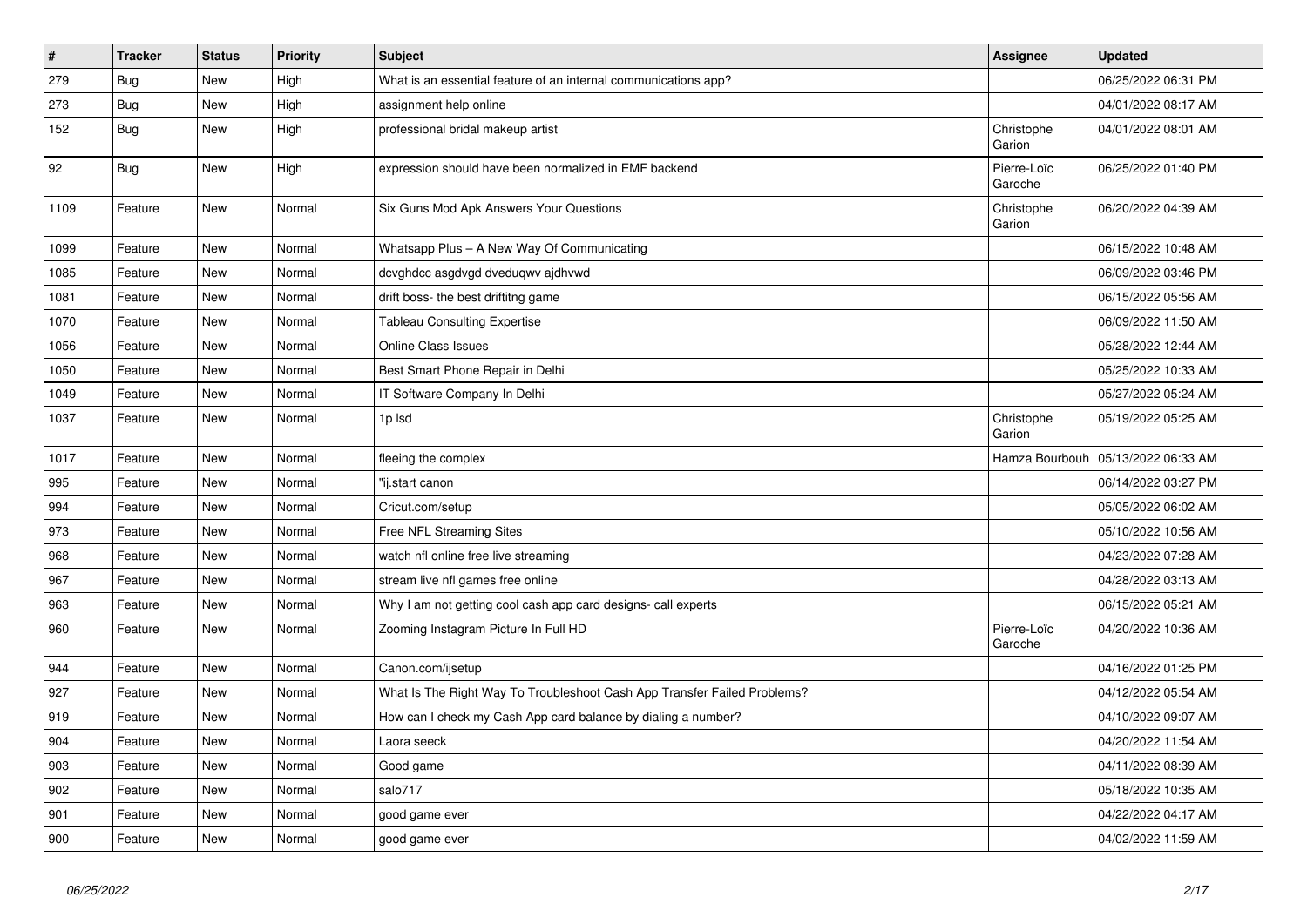| # | Tracker | Status | Priority | Subject | Assignee | Updated |
|---|---|---|---|---|---|---|
| 279 | Bug | New | High | What is an essential feature of an internal communications app? | | 06/25/2022 06:31 PM |
| 273 | Bug | New | High | assignment help online | | 04/01/2022 08:17 AM |
| 152 | Bug | New | High | professional bridal makeup artist | Christophe Garion | 04/01/2022 08:01 AM |
| 92 | Bug | New | High | expression should have been normalized in EMF backend | Pierre-Loïc Garoche | 06/25/2022 01:40 PM |
| 1109 | Feature | New | Normal | Six Guns Mod Apk Answers Your Questions | Christophe Garion | 06/20/2022 04:39 AM |
| 1099 | Feature | New | Normal | Whatsapp Plus – A New Way Of Communicating | | 06/15/2022 10:48 AM |
| 1085 | Feature | New | Normal | dcvghdcc asgdvgd dveduqwv ajdhvwd | | 06/09/2022 03:46 PM |
| 1081 | Feature | New | Normal | drift boss- the best driftitng game | | 06/15/2022 05:56 AM |
| 1070 | Feature | New | Normal | Tableau Consulting Expertise | | 06/09/2022 11:50 AM |
| 1056 | Feature | New | Normal | Online Class Issues | | 05/28/2022 12:44 AM |
| 1050 | Feature | New | Normal | Best Smart Phone Repair in Delhi | | 05/25/2022 10:33 AM |
| 1049 | Feature | New | Normal | IT Software Company In Delhi | | 05/27/2022 05:24 AM |
| 1037 | Feature | New | Normal | 1p lsd | Christophe Garion | 05/19/2022 05:25 AM |
| 1017 | Feature | New | Normal | fleeing the complex | Hamza Bourbouh | 05/13/2022 06:33 AM |
| 995 | Feature | New | Normal | "ij.start canon | | 06/14/2022 03:27 PM |
| 994 | Feature | New | Normal | Cricut.com/setup | | 05/05/2022 06:02 AM |
| 973 | Feature | New | Normal | Free NFL Streaming Sites | | 05/10/2022 10:56 AM |
| 968 | Feature | New | Normal | watch nfl online free live streaming | | 04/23/2022 07:28 AM |
| 967 | Feature | New | Normal | stream live nfl games free online | | 04/28/2022 03:13 AM |
| 963 | Feature | New | Normal | Why I am not getting cool cash app card designs- call experts | | 06/15/2022 05:21 AM |
| 960 | Feature | New | Normal | Zooming Instagram Picture In Full HD | Pierre-Loïc Garoche | 04/20/2022 10:36 AM |
| 944 | Feature | New | Normal | Canon.com/ijsetup | | 04/16/2022 01:25 PM |
| 927 | Feature | New | Normal | What Is The Right Way To Troubleshoot Cash App Transfer Failed Problems? | | 04/12/2022 05:54 AM |
| 919 | Feature | New | Normal | How can I check my Cash App card balance by dialing a number? | | 04/10/2022 09:07 AM |
| 904 | Feature | New | Normal | Laora seeck | | 04/20/2022 11:54 AM |
| 903 | Feature | New | Normal | Good game | | 04/11/2022 08:39 AM |
| 902 | Feature | New | Normal | salo717 | | 05/18/2022 10:35 AM |
| 901 | Feature | New | Normal | good game ever | | 04/22/2022 04:17 AM |
| 900 | Feature | New | Normal | good game ever | | 04/02/2022 11:59 AM |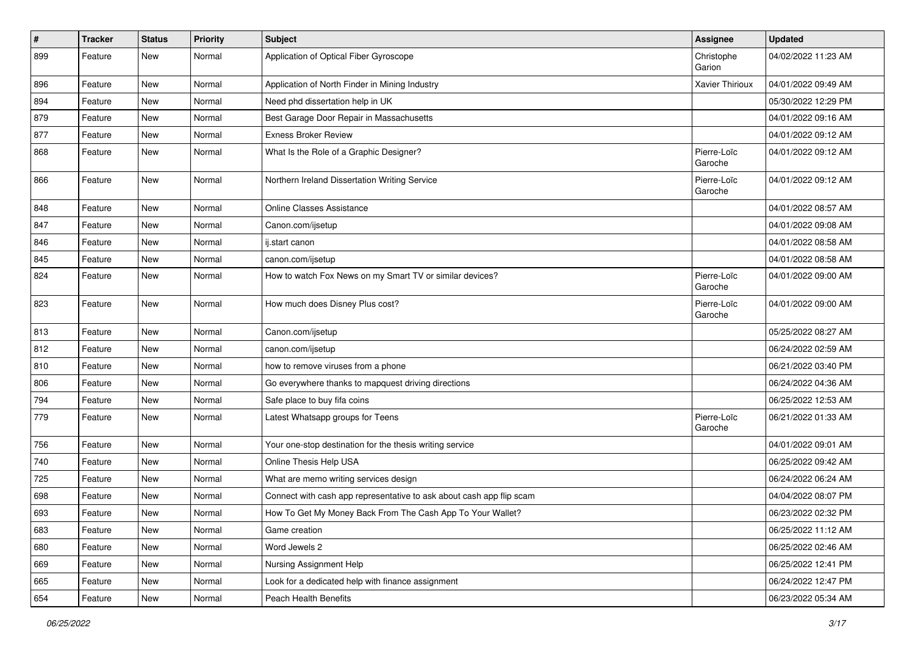| # | Tracker | Status | Priority | Subject | Assignee | Updated |
|---|---|---|---|---|---|---|
| 899 | Feature | New | Normal | Application of Optical Fiber Gyroscope | Christophe Garion | 04/02/2022 11:23 AM |
| 896 | Feature | New | Normal | Application of North Finder in Mining Industry | Xavier Thirioux | 04/01/2022 09:49 AM |
| 894 | Feature | New | Normal | Need phd dissertation help in UK | | 05/30/2022 12:29 PM |
| 879 | Feature | New | Normal | Best Garage Door Repair in Massachusetts | | 04/01/2022 09:16 AM |
| 877 | Feature | New | Normal | Exness Broker Review | | 04/01/2022 09:12 AM |
| 868 | Feature | New | Normal | What Is the Role of a Graphic Designer? | Pierre-Loïc Garoche | 04/01/2022 09:12 AM |
| 866 | Feature | New | Normal | Northern Ireland Dissertation Writing Service | Pierre-Loïc Garoche | 04/01/2022 09:12 AM |
| 848 | Feature | New | Normal | Online Classes Assistance | | 04/01/2022 08:57 AM |
| 847 | Feature | New | Normal | Canon.com/ijsetup | | 04/01/2022 09:08 AM |
| 846 | Feature | New | Normal | ij.start canon | | 04/01/2022 08:58 AM |
| 845 | Feature | New | Normal | canon.com/ijsetup | | 04/01/2022 08:58 AM |
| 824 | Feature | New | Normal | How to watch Fox News on my Smart TV or similar devices? | Pierre-Loïc Garoche | 04/01/2022 09:00 AM |
| 823 | Feature | New | Normal | How much does Disney Plus cost? | Pierre-Loïc Garoche | 04/01/2022 09:00 AM |
| 813 | Feature | New | Normal | Canon.com/ijsetup | | 05/25/2022 08:27 AM |
| 812 | Feature | New | Normal | canon.com/ijsetup | | 06/24/2022 02:59 AM |
| 810 | Feature | New | Normal | how to remove viruses from a phone | | 06/21/2022 03:40 PM |
| 806 | Feature | New | Normal | Go everywhere thanks to mapquest driving directions | | 06/24/2022 04:36 AM |
| 794 | Feature | New | Normal | Safe place to buy fifa coins | | 06/25/2022 12:53 AM |
| 779 | Feature | New | Normal | Latest Whatsapp groups for Teens | Pierre-Loïc Garoche | 06/21/2022 01:33 AM |
| 756 | Feature | New | Normal | Your one-stop destination for the thesis writing service | | 04/01/2022 09:01 AM |
| 740 | Feature | New | Normal | Online Thesis Help USA | | 06/25/2022 09:42 AM |
| 725 | Feature | New | Normal | What are memo writing services design | | 06/24/2022 06:24 AM |
| 698 | Feature | New | Normal | Connect with cash app representative to ask about cash app flip scam | | 04/04/2022 08:07 PM |
| 693 | Feature | New | Normal | How To Get My Money Back From The Cash App To Your Wallet? | | 06/23/2022 02:32 PM |
| 683 | Feature | New | Normal | Game creation | | 06/25/2022 11:12 AM |
| 680 | Feature | New | Normal | Word Jewels 2 | | 06/25/2022 02:46 AM |
| 669 | Feature | New | Normal | Nursing Assignment Help | | 06/25/2022 12:41 PM |
| 665 | Feature | New | Normal | Look for a dedicated help with finance assignment | | 06/24/2022 12:47 PM |
| 654 | Feature | New | Normal | Peach Health Benefits | | 06/23/2022 05:34 AM |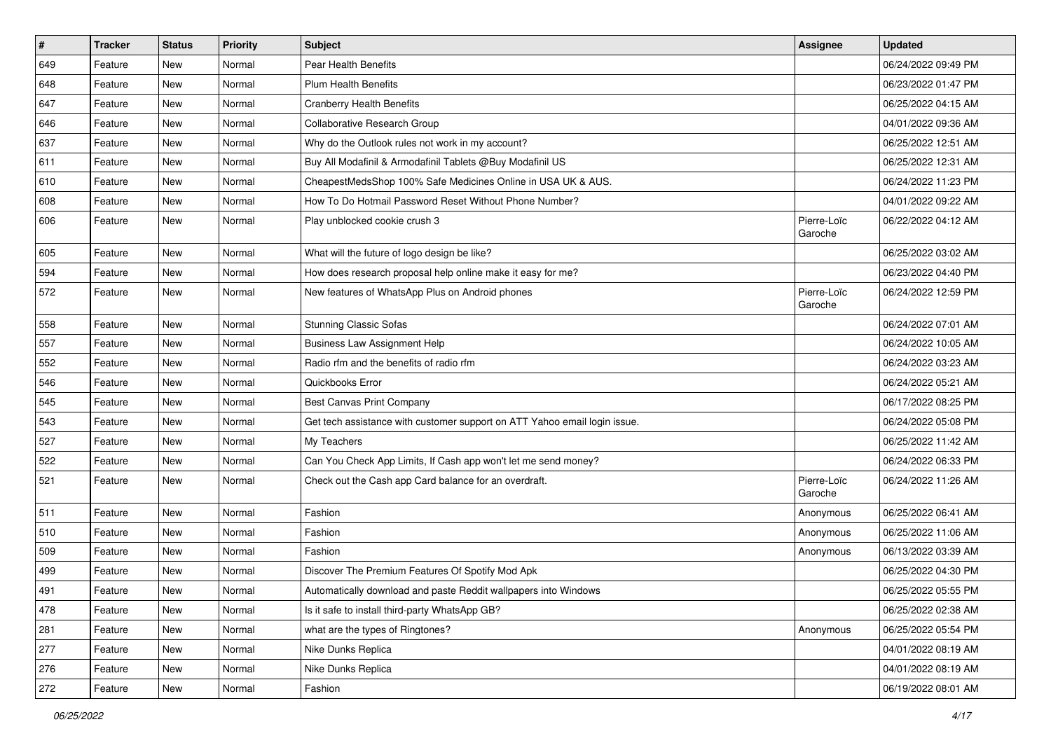| # | Tracker | Status | Priority | Subject | Assignee | Updated |
|---|---|---|---|---|---|---|
| 649 | Feature | New | Normal | Pear Health Benefits | | 06/24/2022 09:49 PM |
| 648 | Feature | New | Normal | Plum Health Benefits | | 06/23/2022 01:47 PM |
| 647 | Feature | New | Normal | Cranberry Health Benefits | | 06/25/2022 04:15 AM |
| 646 | Feature | New | Normal | Collaborative Research Group | | 04/01/2022 09:36 AM |
| 637 | Feature | New | Normal | Why do the Outlook rules not work in my account? | | 06/25/2022 12:51 AM |
| 611 | Feature | New | Normal | Buy All Modafinil & Armodafinil Tablets @Buy Modafinil US | | 06/25/2022 12:31 AM |
| 610 | Feature | New | Normal | CheapestMedsShop 100% Safe Medicines Online in USA UK & AUS. | | 06/24/2022 11:23 PM |
| 608 | Feature | New | Normal | How To Do Hotmail Password Reset Without Phone Number? | | 04/01/2022 09:22 AM |
| 606 | Feature | New | Normal | Play unblocked cookie crush 3 | Pierre-Loïc Garoche | 06/22/2022 04:12 AM |
| 605 | Feature | New | Normal | What will the future of logo design be like? | | 06/25/2022 03:02 AM |
| 594 | Feature | New | Normal | How does research proposal help online make it easy for me? | | 06/23/2022 04:40 PM |
| 572 | Feature | New | Normal | New features of WhatsApp Plus on Android phones | Pierre-Loïc Garoche | 06/24/2022 12:59 PM |
| 558 | Feature | New | Normal | Stunning Classic Sofas | | 06/24/2022 07:01 AM |
| 557 | Feature | New | Normal | Business Law Assignment Help | | 06/24/2022 10:05 AM |
| 552 | Feature | New | Normal | Radio rfm and the benefits of radio rfm | | 06/24/2022 03:23 AM |
| 546 | Feature | New | Normal | Quickbooks Error | | 06/24/2022 05:21 AM |
| 545 | Feature | New | Normal | Best Canvas Print Company | | 06/17/2022 08:25 PM |
| 543 | Feature | New | Normal | Get tech assistance with customer support on ATT Yahoo email login issue. | | 06/24/2022 05:08 PM |
| 527 | Feature | New | Normal | My Teachers | | 06/25/2022 11:42 AM |
| 522 | Feature | New | Normal | Can You Check App Limits, If Cash app won't let me send money? | | 06/24/2022 06:33 PM |
| 521 | Feature | New | Normal | Check out the Cash app Card balance for an overdraft. | Pierre-Loïc Garoche | 06/24/2022 11:26 AM |
| 511 | Feature | New | Normal | Fashion | Anonymous | 06/25/2022 06:41 AM |
| 510 | Feature | New | Normal | Fashion | Anonymous | 06/25/2022 11:06 AM |
| 509 | Feature | New | Normal | Fashion | Anonymous | 06/13/2022 03:39 AM |
| 499 | Feature | New | Normal | Discover The Premium Features Of Spotify Mod Apk | | 06/25/2022 04:30 PM |
| 491 | Feature | New | Normal | Automatically download and paste Reddit wallpapers into Windows | | 06/25/2022 05:55 PM |
| 478 | Feature | New | Normal | Is it safe to install third-party WhatsApp GB? | | 06/25/2022 02:38 AM |
| 281 | Feature | New | Normal | what are the types of Ringtones? | Anonymous | 06/25/2022 05:54 PM |
| 277 | Feature | New | Normal | Nike Dunks Replica | | 04/01/2022 08:19 AM |
| 276 | Feature | New | Normal | Nike Dunks Replica | | 04/01/2022 08:19 AM |
| 272 | Feature | New | Normal | Fashion | | 06/19/2022 08:01 AM |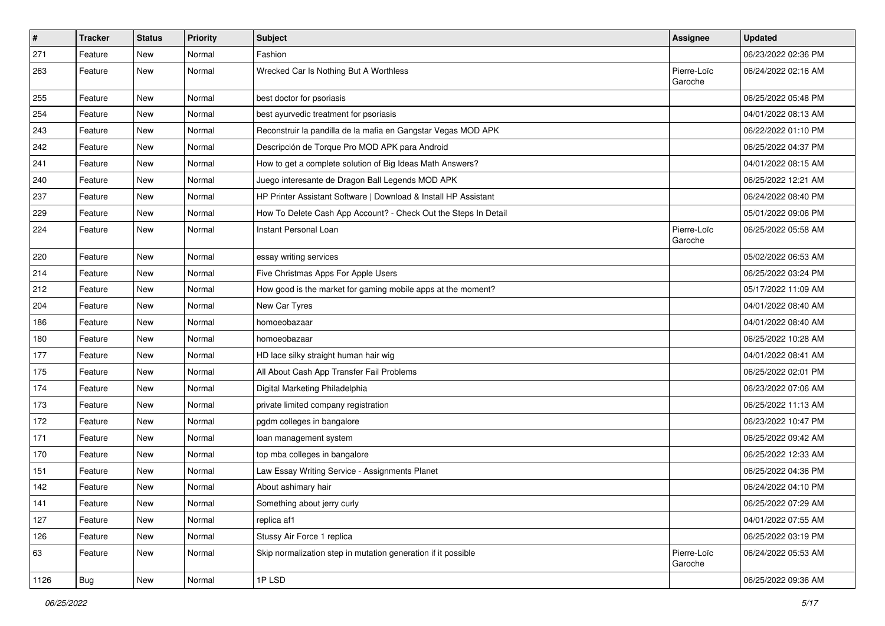| # | Tracker | Status | Priority | Subject | Assignee | Updated |
|---|---|---|---|---|---|---|
| 271 | Feature | New | Normal | Fashion | | 06/23/2022 02:36 PM |
| 263 | Feature | New | Normal | Wrecked Car Is Nothing But A Worthless | Pierre-Loïc Garoche | 06/24/2022 02:16 AM |
| 255 | Feature | New | Normal | best doctor for psoriasis | | 06/25/2022 05:48 PM |
| 254 | Feature | New | Normal | best ayurvedic treatment for psoriasis | | 04/01/2022 08:13 AM |
| 243 | Feature | New | Normal | Reconstruir la pandilla de la mafia en Gangstar Vegas MOD APK | | 06/22/2022 01:10 PM |
| 242 | Feature | New | Normal | Descripción de Torque Pro MOD APK para Android | | 06/25/2022 04:37 PM |
| 241 | Feature | New | Normal | How to get a complete solution of Big Ideas Math Answers? | | 04/01/2022 08:15 AM |
| 240 | Feature | New | Normal | Juego interesante de Dragon Ball Legends MOD APK | | 06/25/2022 12:21 AM |
| 237 | Feature | New | Normal | HP Printer Assistant Software \| Download & Install HP Assistant | | 06/24/2022 08:40 PM |
| 229 | Feature | New | Normal | How To Delete Cash App Account? - Check Out the Steps In Detail | | 05/01/2022 09:06 PM |
| 224 | Feature | New | Normal | Instant Personal Loan | Pierre-Loïc Garoche | 06/25/2022 05:58 AM |
| 220 | Feature | New | Normal | essay writing services | | 05/02/2022 06:53 AM |
| 214 | Feature | New | Normal | Five Christmas Apps For Apple Users | | 06/25/2022 03:24 PM |
| 212 | Feature | New | Normal | How good is the market for gaming mobile apps at the moment? | | 05/17/2022 11:09 AM |
| 204 | Feature | New | Normal | New Car Tyres | | 04/01/2022 08:40 AM |
| 186 | Feature | New | Normal | homoeobazaar | | 04/01/2022 08:40 AM |
| 180 | Feature | New | Normal | homoeobazaar | | 06/25/2022 10:28 AM |
| 177 | Feature | New | Normal | HD lace silky straight human hair wig | | 04/01/2022 08:41 AM |
| 175 | Feature | New | Normal | All About Cash App Transfer Fail Problems | | 06/25/2022 02:01 PM |
| 174 | Feature | New | Normal | Digital Marketing Philadelphia | | 06/23/2022 07:06 AM |
| 173 | Feature | New | Normal | private limited company registration | | 06/25/2022 11:13 AM |
| 172 | Feature | New | Normal | pgdm colleges in bangalore | | 06/23/2022 10:47 PM |
| 171 | Feature | New | Normal | loan management system | | 06/25/2022 09:42 AM |
| 170 | Feature | New | Normal | top mba colleges in bangalore | | 06/25/2022 12:33 AM |
| 151 | Feature | New | Normal | Law Essay Writing Service - Assignments Planet | | 06/25/2022 04:36 PM |
| 142 | Feature | New | Normal | About ashimary hair | | 06/24/2022 04:10 PM |
| 141 | Feature | New | Normal | Something about jerry curly | | 06/25/2022 07:29 AM |
| 127 | Feature | New | Normal | replica af1 | | 04/01/2022 07:55 AM |
| 126 | Feature | New | Normal | Stussy Air Force 1 replica | | 06/25/2022 03:19 PM |
| 63 | Feature | New | Normal | Skip normalization step in mutation generation if it possible | Pierre-Loïc Garoche | 06/24/2022 05:53 AM |
| 1126 | Bug | New | Normal | 1P LSD | | 06/25/2022 09:36 AM |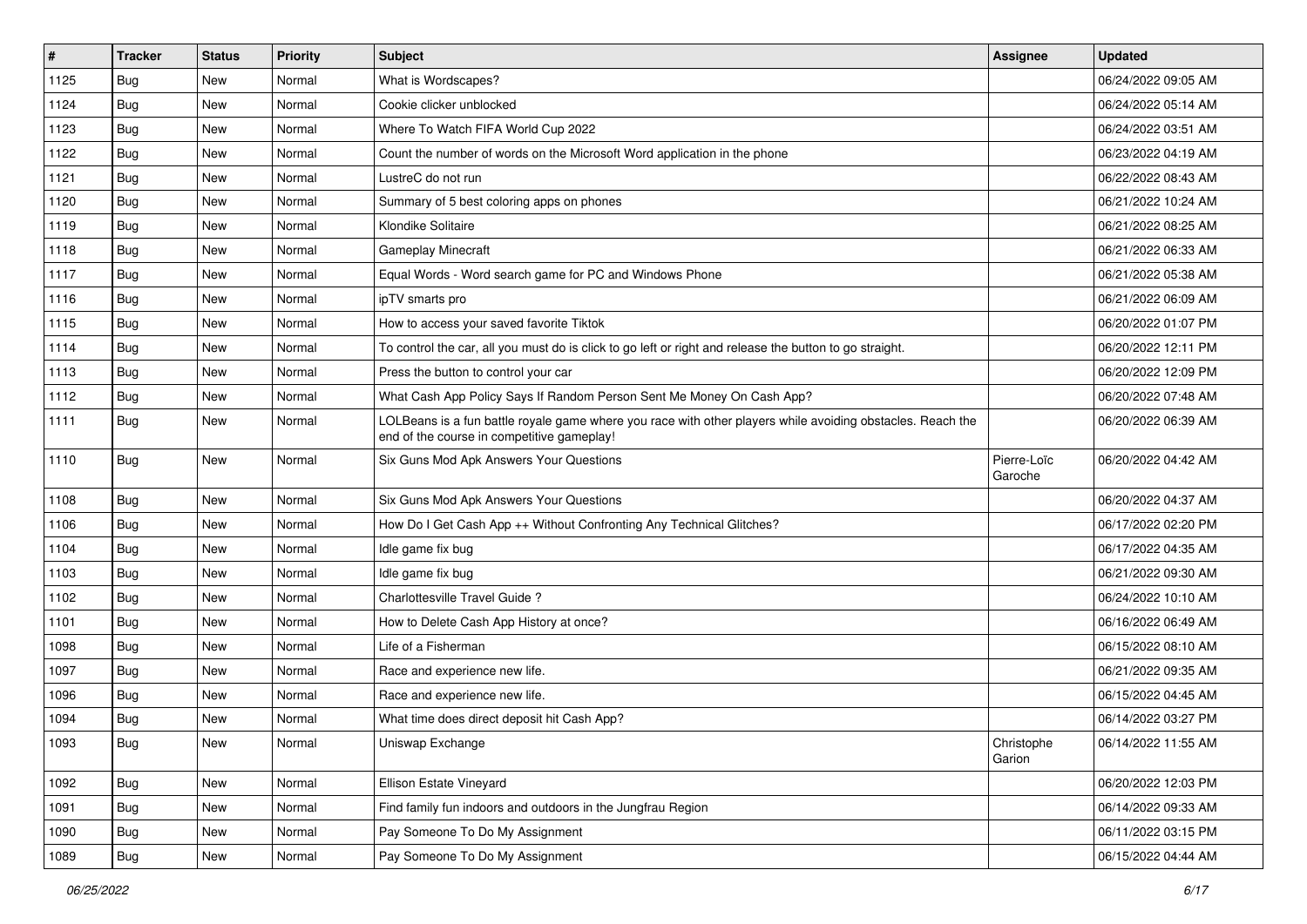| # | Tracker | Status | Priority | Subject | Assignee | Updated |
|---|---|---|---|---|---|---|
| 1125 | Bug | New | Normal | What is Wordscapes? | | 06/24/2022 09:05 AM |
| 1124 | Bug | New | Normal | Cookie clicker unblocked | | 06/24/2022 05:14 AM |
| 1123 | Bug | New | Normal | Where To Watch FIFA World Cup 2022 | | 06/24/2022 03:51 AM |
| 1122 | Bug | New | Normal | Count the number of words on the Microsoft Word application in the phone | | 06/23/2022 04:19 AM |
| 1121 | Bug | New | Normal | LustreC do not run | | 06/22/2022 08:43 AM |
| 1120 | Bug | New | Normal | Summary of 5 best coloring apps on phones | | 06/21/2022 10:24 AM |
| 1119 | Bug | New | Normal | Klondike Solitaire | | 06/21/2022 08:25 AM |
| 1118 | Bug | New | Normal | Gameplay Minecraft | | 06/21/2022 06:33 AM |
| 1117 | Bug | New | Normal | Equal Words - Word search game for PC and Windows Phone | | 06/21/2022 05:38 AM |
| 1116 | Bug | New | Normal | ipTV smarts pro | | 06/21/2022 06:09 AM |
| 1115 | Bug | New | Normal | How to access your saved favorite Tiktok | | 06/20/2022 01:07 PM |
| 1114 | Bug | New | Normal | To control the car, all you must do is click to go left or right and release the button to go straight. | | 06/20/2022 12:11 PM |
| 1113 | Bug | New | Normal | Press the button to control your car | | 06/20/2022 12:09 PM |
| 1112 | Bug | New | Normal | What Cash App Policy Says If Random Person Sent Me Money On Cash App? | | 06/20/2022 07:48 AM |
| 1111 | Bug | New | Normal | LOLBeans is a fun battle royale game where you race with other players while avoiding obstacles. Reach the end of the course in competitive gameplay! | | 06/20/2022 06:39 AM |
| 1110 | Bug | New | Normal | Six Guns Mod Apk Answers Your Questions | Pierre-Loïc Garoche | 06/20/2022 04:42 AM |
| 1108 | Bug | New | Normal | Six Guns Mod Apk Answers Your Questions | | 06/20/2022 04:37 AM |
| 1106 | Bug | New | Normal | How Do I Get Cash App ++ Without Confronting Any Technical Glitches? | | 06/17/2022 02:20 PM |
| 1104 | Bug | New | Normal | Idle game fix bug | | 06/17/2022 04:35 AM |
| 1103 | Bug | New | Normal | Idle game fix bug | | 06/21/2022 09:30 AM |
| 1102 | Bug | New | Normal | Charlottesville Travel Guide ? | | 06/24/2022 10:10 AM |
| 1101 | Bug | New | Normal | How to Delete Cash App History at once? | | 06/16/2022 06:49 AM |
| 1098 | Bug | New | Normal | Life of a Fisherman | | 06/15/2022 08:10 AM |
| 1097 | Bug | New | Normal | Race and experience new life. | | 06/21/2022 09:35 AM |
| 1096 | Bug | New | Normal | Race and experience new life. | | 06/15/2022 04:45 AM |
| 1094 | Bug | New | Normal | What time does direct deposit hit Cash App? | | 06/14/2022 03:27 PM |
| 1093 | Bug | New | Normal | Uniswap Exchange | Christophe Garion | 06/14/2022 11:55 AM |
| 1092 | Bug | New | Normal | Ellison Estate Vineyard | | 06/20/2022 12:03 PM |
| 1091 | Bug | New | Normal | Find family fun indoors and outdoors in the Jungfrau Region | | 06/14/2022 09:33 AM |
| 1090 | Bug | New | Normal | Pay Someone To Do My Assignment | | 06/11/2022 03:15 PM |
| 1089 | Bug | New | Normal | Pay Someone To Do My Assignment | | 06/15/2022 04:44 AM |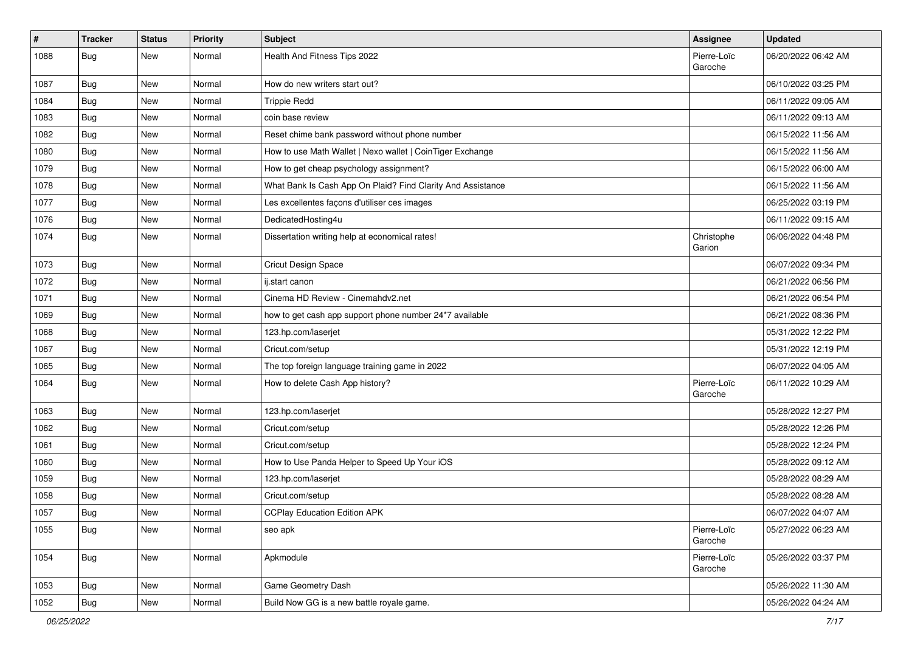| # | Tracker | Status | Priority | Subject | Assignee | Updated |
| --- | --- | --- | --- | --- | --- | --- |
| 1088 | Bug | New | Normal | Health And Fitness Tips 2022 | Pierre-Loïc Garoche | 06/20/2022 06:42 AM |
| 1087 | Bug | New | Normal | How do new writers start out? | | 06/10/2022 03:25 PM |
| 1084 | Bug | New | Normal | Trippie Redd | | 06/11/2022 09:05 AM |
| 1083 | Bug | New | Normal | coin base review | | 06/11/2022 09:13 AM |
| 1082 | Bug | New | Normal | Reset chime bank password without phone number | | 06/15/2022 11:56 AM |
| 1080 | Bug | New | Normal | How to use Math Wallet \| Nexo wallet \| CoinTiger Exchange | | 06/15/2022 11:56 AM |
| 1079 | Bug | New | Normal | How to get cheap psychology assignment? | | 06/15/2022 06:00 AM |
| 1078 | Bug | New | Normal | What Bank Is Cash App On Plaid? Find Clarity And Assistance | | 06/15/2022 11:56 AM |
| 1077 | Bug | New | Normal | Les excellentes façons d'utiliser ces images | | 06/25/2022 03:19 PM |
| 1076 | Bug | New | Normal | DedicatedHosting4u | | 06/11/2022 09:15 AM |
| 1074 | Bug | New | Normal | Dissertation writing help at economical rates! | Christophe Garion | 06/06/2022 04:48 PM |
| 1073 | Bug | New | Normal | Cricut Design Space | | 06/07/2022 09:34 PM |
| 1072 | Bug | New | Normal | ij.start canon | | 06/21/2022 06:56 PM |
| 1071 | Bug | New | Normal | Cinema HD Review - Cinemahdv2.net | | 06/21/2022 06:54 PM |
| 1069 | Bug | New | Normal | how to get cash app support phone number 24*7 available | | 06/21/2022 08:36 PM |
| 1068 | Bug | New | Normal | 123.hp.com/laserjet | | 05/31/2022 12:22 PM |
| 1067 | Bug | New | Normal | Cricut.com/setup | | 05/31/2022 12:19 PM |
| 1065 | Bug | New | Normal | The top foreign language training game in 2022 | | 06/07/2022 04:05 AM |
| 1064 | Bug | New | Normal | How to delete Cash App history? | Pierre-Loïc Garoche | 06/11/2022 10:29 AM |
| 1063 | Bug | New | Normal | 123.hp.com/laserjet | | 05/28/2022 12:27 PM |
| 1062 | Bug | New | Normal | Cricut.com/setup | | 05/28/2022 12:26 PM |
| 1061 | Bug | New | Normal | Cricut.com/setup | | 05/28/2022 12:24 PM |
| 1060 | Bug | New | Normal | How to Use Panda Helper to Speed Up Your iOS | | 05/28/2022 09:12 AM |
| 1059 | Bug | New | Normal | 123.hp.com/laserjet | | 05/28/2022 08:29 AM |
| 1058 | Bug | New | Normal | Cricut.com/setup | | 05/28/2022 08:28 AM |
| 1057 | Bug | New | Normal | CCPlay Education Edition APK | | 06/07/2022 04:07 AM |
| 1055 | Bug | New | Normal | seo apk | Pierre-Loïc Garoche | 05/27/2022 06:23 AM |
| 1054 | Bug | New | Normal | Apkmodule | Pierre-Loïc Garoche | 05/26/2022 03:37 PM |
| 1053 | Bug | New | Normal | Game Geometry Dash | | 05/26/2022 11:30 AM |
| 1052 | Bug | New | Normal | Build Now GG is a new battle royale game. | | 05/26/2022 04:24 AM |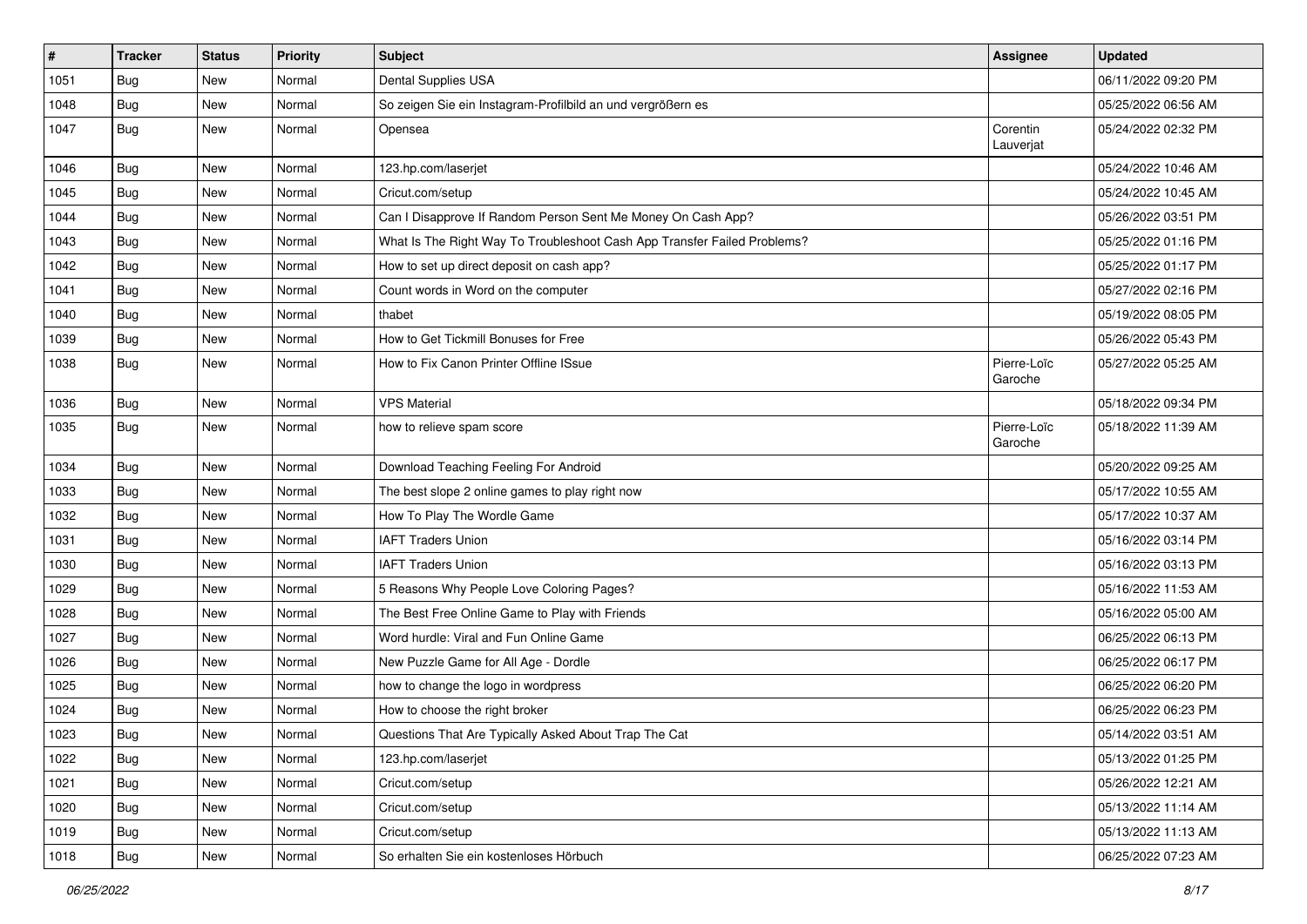| # | Tracker | Status | Priority | Subject | Assignee | Updated |
|---|---|---|---|---|---|---|
| 1051 | Bug | New | Normal | Dental Supplies USA | | 06/11/2022 09:20 PM |
| 1048 | Bug | New | Normal | So zeigen Sie ein Instagram-Profilbild an und vergrößern es | | 05/25/2022 06:56 AM |
| 1047 | Bug | New | Normal | Opensea | Corentin Lauverjat | 05/24/2022 02:32 PM |
| 1046 | Bug | New | Normal | 123.hp.com/laserjet | | 05/24/2022 10:46 AM |
| 1045 | Bug | New | Normal | Cricut.com/setup | | 05/24/2022 10:45 AM |
| 1044 | Bug | New | Normal | Can I Disapprove If Random Person Sent Me Money On Cash App? | | 05/26/2022 03:51 PM |
| 1043 | Bug | New | Normal | What Is The Right Way To Troubleshoot Cash App Transfer Failed Problems? | | 05/25/2022 01:16 PM |
| 1042 | Bug | New | Normal | How to set up direct deposit on cash app? | | 05/25/2022 01:17 PM |
| 1041 | Bug | New | Normal | Count words in Word on the computer | | 05/27/2022 02:16 PM |
| 1040 | Bug | New | Normal | thabet | | 05/19/2022 08:05 PM |
| 1039 | Bug | New | Normal | How to Get Tickmill Bonuses for Free | | 05/26/2022 05:43 PM |
| 1038 | Bug | New | Normal | How to Fix Canon Printer Offline ISsue | Pierre-Loïc Garoche | 05/27/2022 05:25 AM |
| 1036 | Bug | New | Normal | VPS Material | | 05/18/2022 09:34 PM |
| 1035 | Bug | New | Normal | how to relieve spam score | Pierre-Loïc Garoche | 05/18/2022 11:39 AM |
| 1034 | Bug | New | Normal | Download Teaching Feeling For Android | | 05/20/2022 09:25 AM |
| 1033 | Bug | New | Normal | The best slope 2 online games to play right now | | 05/17/2022 10:55 AM |
| 1032 | Bug | New | Normal | How To Play The Wordle Game | | 05/17/2022 10:37 AM |
| 1031 | Bug | New | Normal | IAFT Traders Union | | 05/16/2022 03:14 PM |
| 1030 | Bug | New | Normal | IAFT Traders Union | | 05/16/2022 03:13 PM |
| 1029 | Bug | New | Normal | 5 Reasons Why People Love Coloring Pages? | | 05/16/2022 11:53 AM |
| 1028 | Bug | New | Normal | The Best Free Online Game to Play with Friends | | 05/16/2022 05:00 AM |
| 1027 | Bug | New | Normal | Word hurdle: Viral and Fun Online Game | | 06/25/2022 06:13 PM |
| 1026 | Bug | New | Normal | New Puzzle Game for All Age - Dordle | | 06/25/2022 06:17 PM |
| 1025 | Bug | New | Normal | how to change the logo in wordpress | | 06/25/2022 06:20 PM |
| 1024 | Bug | New | Normal | How to choose the right broker | | 06/25/2022 06:23 PM |
| 1023 | Bug | New | Normal | Questions That Are Typically Asked About Trap The Cat | | 05/14/2022 03:51 AM |
| 1022 | Bug | New | Normal | 123.hp.com/laserjet | | 05/13/2022 01:25 PM |
| 1021 | Bug | New | Normal | Cricut.com/setup | | 05/26/2022 12:21 AM |
| 1020 | Bug | New | Normal | Cricut.com/setup | | 05/13/2022 11:14 AM |
| 1019 | Bug | New | Normal | Cricut.com/setup | | 05/13/2022 11:13 AM |
| 1018 | Bug | New | Normal | So erhalten Sie ein kostenloses Hörbuch | | 06/25/2022 07:23 AM |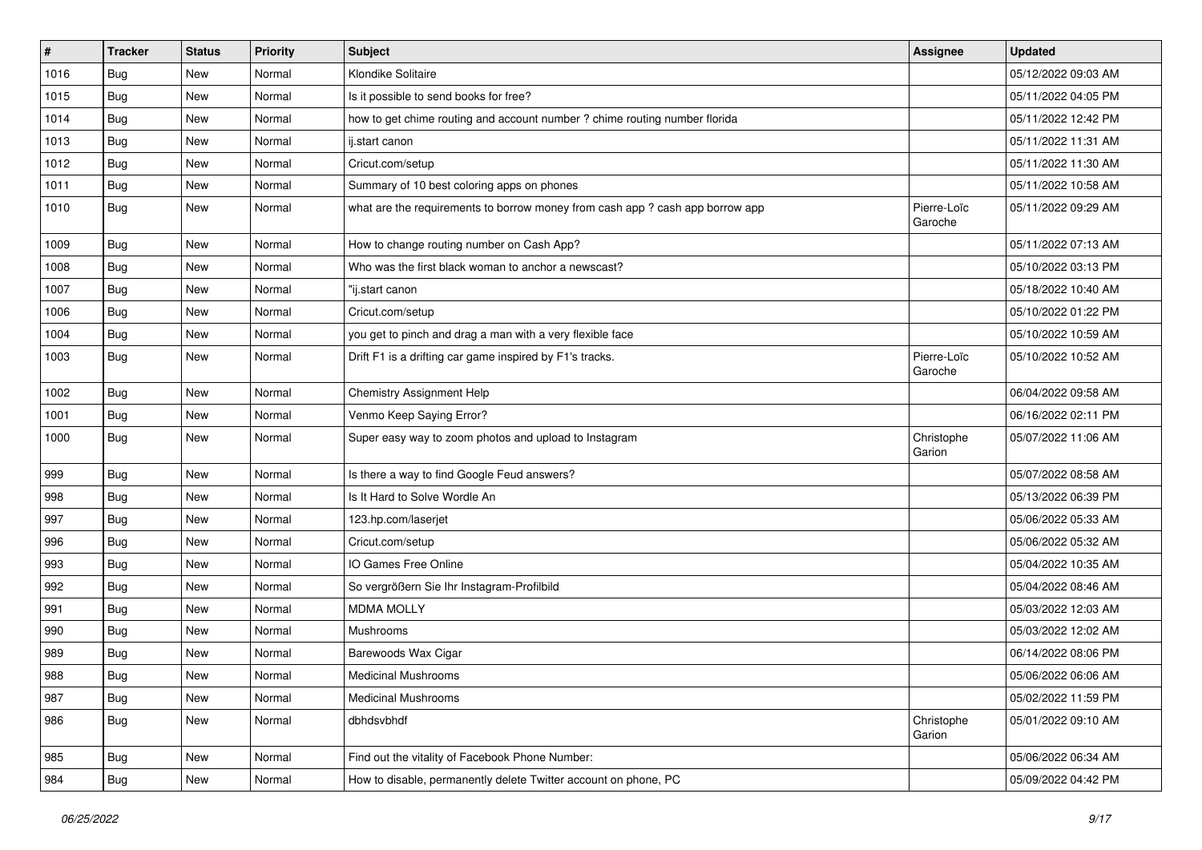| # | Tracker | Status | Priority | Subject | Assignee | Updated |
|---|---|---|---|---|---|---|
| 1016 | Bug | New | Normal | Klondike Solitaire | | 05/12/2022 09:03 AM |
| 1015 | Bug | New | Normal | Is it possible to send books for free? | | 05/11/2022 04:05 PM |
| 1014 | Bug | New | Normal | how to get chime routing and account number ? chime routing number florida | | 05/11/2022 12:42 PM |
| 1013 | Bug | New | Normal | ij.start canon | | 05/11/2022 11:31 AM |
| 1012 | Bug | New | Normal | Cricut.com/setup | | 05/11/2022 11:30 AM |
| 1011 | Bug | New | Normal | Summary of 10 best coloring apps on phones | | 05/11/2022 10:58 AM |
| 1010 | Bug | New | Normal | what are the requirements to borrow money from cash app ? cash app borrow app | Pierre-Loïc Garoche | 05/11/2022 09:29 AM |
| 1009 | Bug | New | Normal | How to change routing number on Cash App? | | 05/11/2022 07:13 AM |
| 1008 | Bug | New | Normal | Who was the first black woman to anchor a newscast? | | 05/10/2022 03:13 PM |
| 1007 | Bug | New | Normal | "ij.start canon | | 05/18/2022 10:40 AM |
| 1006 | Bug | New | Normal | Cricut.com/setup | | 05/10/2022 01:22 PM |
| 1004 | Bug | New | Normal | you get to pinch and drag a man with a very flexible face | | 05/10/2022 10:59 AM |
| 1003 | Bug | New | Normal | Drift F1 is a drifting car game inspired by F1's tracks. | Pierre-Loïc Garoche | 05/10/2022 10:52 AM |
| 1002 | Bug | New | Normal | Chemistry Assignment Help | | 06/04/2022 09:58 AM |
| 1001 | Bug | New | Normal | Venmo Keep Saying Error? | | 06/16/2022 02:11 PM |
| 1000 | Bug | New | Normal | Super easy way to zoom photos and upload to Instagram | Christophe Garion | 05/07/2022 11:06 AM |
| 999 | Bug | New | Normal | Is there a way to find Google Feud answers? | | 05/07/2022 08:58 AM |
| 998 | Bug | New | Normal | Is It Hard to Solve Wordle An | | 05/13/2022 06:39 PM |
| 997 | Bug | New | Normal | 123.hp.com/laserjet | | 05/06/2022 05:33 AM |
| 996 | Bug | New | Normal | Cricut.com/setup | | 05/06/2022 05:32 AM |
| 993 | Bug | New | Normal | IO Games Free Online | | 05/04/2022 10:35 AM |
| 992 | Bug | New | Normal | So vergrößern Sie Ihr Instagram-Profilbild | | 05/04/2022 08:46 AM |
| 991 | Bug | New | Normal | MDMA MOLLY | | 05/03/2022 12:03 AM |
| 990 | Bug | New | Normal | Mushrooms | | 05/03/2022 12:02 AM |
| 989 | Bug | New | Normal | Barewoods Wax Cigar | | 06/14/2022 08:06 PM |
| 988 | Bug | New | Normal | Medicinal Mushrooms | | 05/06/2022 06:06 AM |
| 987 | Bug | New | Normal | Medicinal Mushrooms | | 05/02/2022 11:59 PM |
| 986 | Bug | New | Normal | dbhdsvbhdf | Christophe Garion | 05/01/2022 09:10 AM |
| 985 | Bug | New | Normal | Find out the vitality of Facebook Phone Number: | | 05/06/2022 06:34 AM |
| 984 | Bug | New | Normal | How to disable, permanently delete Twitter account on phone, PC | | 05/09/2022 04:42 PM |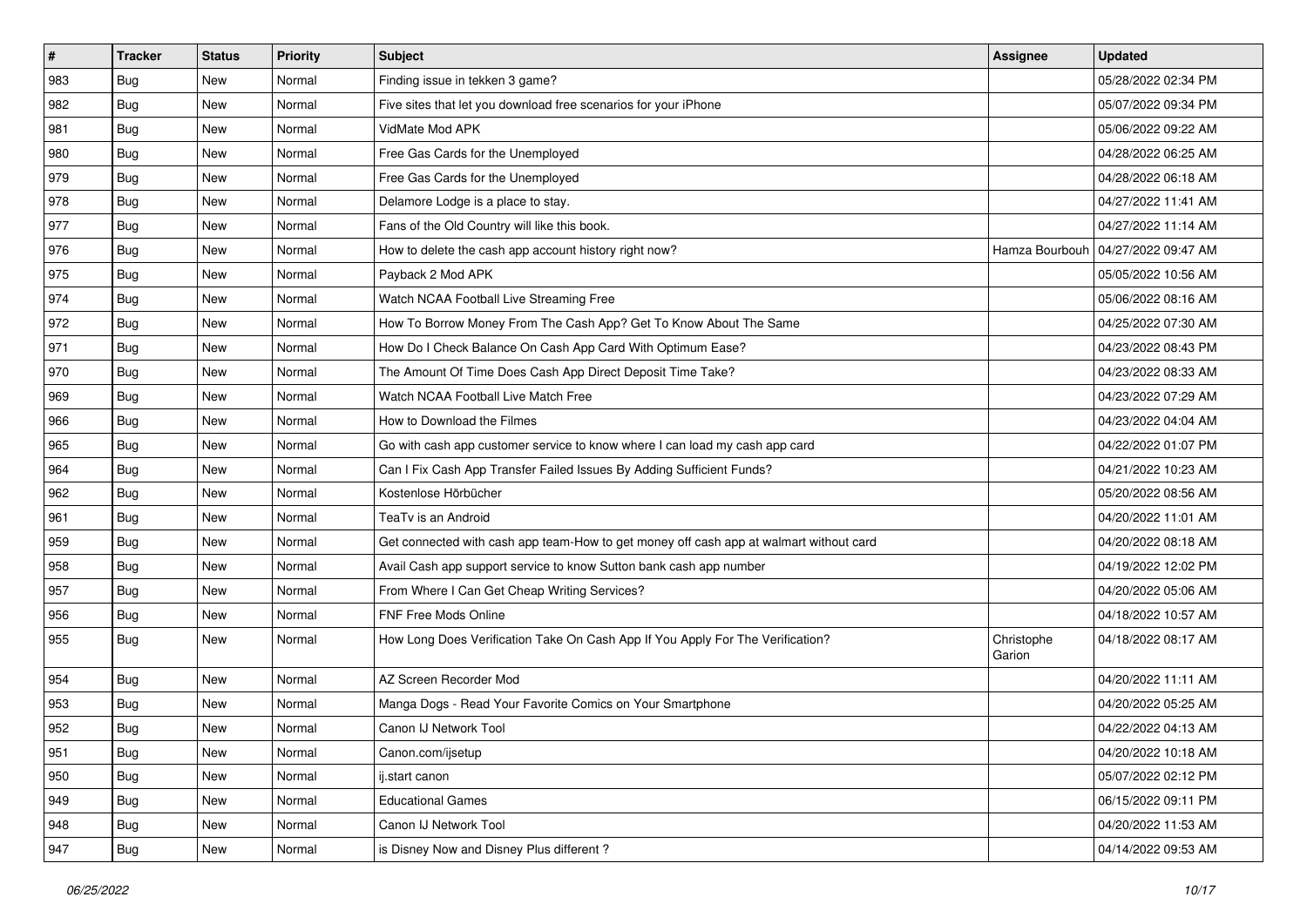| # | Tracker | Status | Priority | Subject | Assignee | Updated |
|---|---|---|---|---|---|---|
| 983 | Bug | New | Normal | Finding issue in tekken 3 game? | | 05/28/2022 02:34 PM |
| 982 | Bug | New | Normal | Five sites that let you download free scenarios for your iPhone | | 05/07/2022 09:34 PM |
| 981 | Bug | New | Normal | VidMate Mod APK | | 05/06/2022 09:22 AM |
| 980 | Bug | New | Normal | Free Gas Cards for the Unemployed | | 04/28/2022 06:25 AM |
| 979 | Bug | New | Normal | Free Gas Cards for the Unemployed | | 04/28/2022 06:18 AM |
| 978 | Bug | New | Normal | Delamore Lodge is a place to stay. | | 04/27/2022 11:41 AM |
| 977 | Bug | New | Normal | Fans of the Old Country will like this book. | | 04/27/2022 11:14 AM |
| 976 | Bug | New | Normal | How to delete the cash app account history right now? | Hamza Bourbouh | 04/27/2022 09:47 AM |
| 975 | Bug | New | Normal | Payback 2 Mod APK | | 05/05/2022 10:56 AM |
| 974 | Bug | New | Normal | Watch NCAA Football Live Streaming Free | | 05/06/2022 08:16 AM |
| 972 | Bug | New | Normal | How To Borrow Money From The Cash App? Get To Know About The Same | | 04/25/2022 07:30 AM |
| 971 | Bug | New | Normal | How Do I Check Balance On Cash App Card With Optimum Ease? | | 04/23/2022 08:43 PM |
| 970 | Bug | New | Normal | The Amount Of Time Does Cash App Direct Deposit Time Take? | | 04/23/2022 08:33 AM |
| 969 | Bug | New | Normal | Watch NCAA Football Live Match Free | | 04/23/2022 07:29 AM |
| 966 | Bug | New | Normal | How to Download the Filmes | | 04/23/2022 04:04 AM |
| 965 | Bug | New | Normal | Go with cash app customer service to know where I can load my cash app card | | 04/22/2022 01:07 PM |
| 964 | Bug | New | Normal | Can I Fix Cash App Transfer Failed Issues By Adding Sufficient Funds? | | 04/21/2022 10:23 AM |
| 962 | Bug | New | Normal | Kostenlose Hörbücher | | 05/20/2022 08:56 AM |
| 961 | Bug | New | Normal | TeaTv is an Android | | 04/20/2022 11:01 AM |
| 959 | Bug | New | Normal | Get connected with cash app team-How to get money off cash app at walmart without card | | 04/20/2022 08:18 AM |
| 958 | Bug | New | Normal | Avail Cash app support service to know Sutton bank cash app number | | 04/19/2022 12:02 PM |
| 957 | Bug | New | Normal | From Where I Can Get Cheap Writing Services? | | 04/20/2022 05:06 AM |
| 956 | Bug | New | Normal | FNF Free Mods Online | | 04/18/2022 10:57 AM |
| 955 | Bug | New | Normal | How Long Does Verification Take On Cash App If You Apply For The Verification? | Christophe Garion | 04/18/2022 08:17 AM |
| 954 | Bug | New | Normal | AZ Screen Recorder Mod | | 04/20/2022 11:11 AM |
| 953 | Bug | New | Normal | Manga Dogs - Read Your Favorite Comics on Your Smartphone | | 04/20/2022 05:25 AM |
| 952 | Bug | New | Normal | Canon IJ Network Tool | | 04/22/2022 04:13 AM |
| 951 | Bug | New | Normal | Canon.com/ijsetup | | 04/20/2022 10:18 AM |
| 950 | Bug | New | Normal | ij.start canon | | 05/07/2022 02:12 PM |
| 949 | Bug | New | Normal | Educational Games | | 06/15/2022 09:11 PM |
| 948 | Bug | New | Normal | Canon IJ Network Tool | | 04/20/2022 11:53 AM |
| 947 | Bug | New | Normal | is Disney Now and Disney Plus different ? | | 04/14/2022 09:53 AM |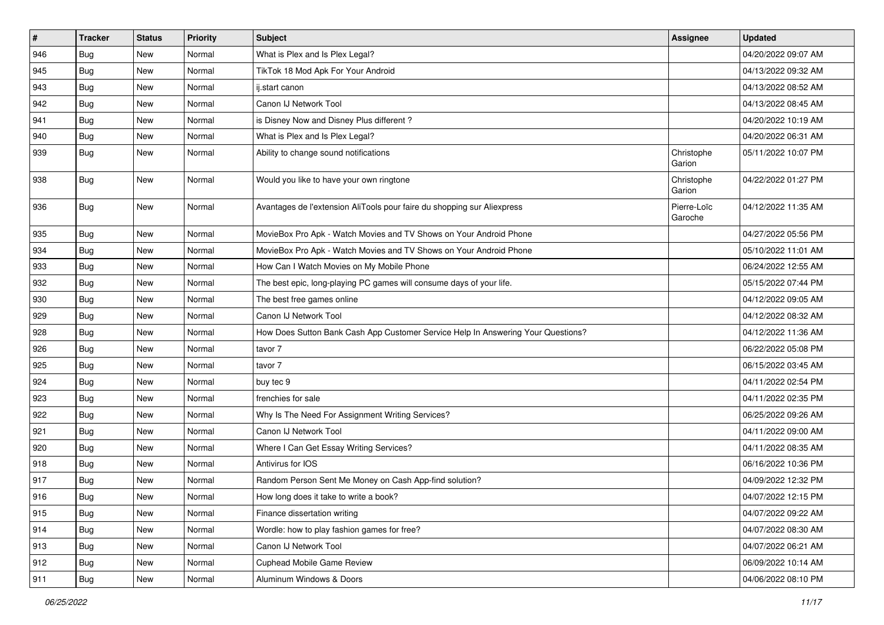| # | Tracker | Status | Priority | Subject | Assignee | Updated |
|---|---|---|---|---|---|---|
| 946 | Bug | New | Normal | What is Plex and Is Plex Legal? | | 04/20/2022 09:07 AM |
| 945 | Bug | New | Normal | TikTok 18 Mod Apk For Your Android | | 04/13/2022 09:32 AM |
| 943 | Bug | New | Normal | ij.start canon | | 04/13/2022 08:52 AM |
| 942 | Bug | New | Normal | Canon IJ Network Tool | | 04/13/2022 08:45 AM |
| 941 | Bug | New | Normal | is Disney Now and Disney Plus different ? | | 04/20/2022 10:19 AM |
| 940 | Bug | New | Normal | What is Plex and Is Plex Legal? | | 04/20/2022 06:31 AM |
| 939 | Bug | New | Normal | Ability to change sound notifications | Christophe Garion | 05/11/2022 10:07 PM |
| 938 | Bug | New | Normal | Would you like to have your own ringtone | Christophe Garion | 04/22/2022 01:27 PM |
| 936 | Bug | New | Normal | Avantages de l'extension AliTools pour faire du shopping sur Aliexpress | Pierre-Loïc Garoche | 04/12/2022 11:35 AM |
| 935 | Bug | New | Normal | MovieBox Pro Apk - Watch Movies and TV Shows on Your Android Phone | | 04/27/2022 05:56 PM |
| 934 | Bug | New | Normal | MovieBox Pro Apk - Watch Movies and TV Shows on Your Android Phone | | 05/10/2022 11:01 AM |
| 933 | Bug | New | Normal | How Can I Watch Movies on My Mobile Phone | | 06/24/2022 12:55 AM |
| 932 | Bug | New | Normal | The best epic, long-playing PC games will consume days of your life. | | 05/15/2022 07:44 PM |
| 930 | Bug | New | Normal | The best free games online | | 04/12/2022 09:05 AM |
| 929 | Bug | New | Normal | Canon IJ Network Tool | | 04/12/2022 08:32 AM |
| 928 | Bug | New | Normal | How Does Sutton Bank Cash App Customer Service Help In Answering Your Questions? | | 04/12/2022 11:36 AM |
| 926 | Bug | New | Normal | tavor 7 | | 06/22/2022 05:08 PM |
| 925 | Bug | New | Normal | tavor 7 | | 06/15/2022 03:45 AM |
| 924 | Bug | New | Normal | buy tec 9 | | 04/11/2022 02:54 PM |
| 923 | Bug | New | Normal | frenchies for sale | | 04/11/2022 02:35 PM |
| 922 | Bug | New | Normal | Why Is The Need For Assignment Writing Services? | | 06/25/2022 09:26 AM |
| 921 | Bug | New | Normal | Canon IJ Network Tool | | 04/11/2022 09:00 AM |
| 920 | Bug | New | Normal | Where I Can Get Essay Writing Services? | | 04/11/2022 08:35 AM |
| 918 | Bug | New | Normal | Antivirus for IOS | | 06/16/2022 10:36 PM |
| 917 | Bug | New | Normal | Random Person Sent Me Money on Cash App-find solution? | | 04/09/2022 12:32 PM |
| 916 | Bug | New | Normal | How long does it take to write a book? | | 04/07/2022 12:15 PM |
| 915 | Bug | New | Normal | Finance dissertation writing | | 04/07/2022 09:22 AM |
| 914 | Bug | New | Normal | Wordle: how to play fashion games for free? | | 04/07/2022 08:30 AM |
| 913 | Bug | New | Normal | Canon IJ Network Tool | | 04/07/2022 06:21 AM |
| 912 | Bug | New | Normal | Cuphead Mobile Game Review | | 06/09/2022 10:14 AM |
| 911 | Bug | New | Normal | Aluminum Windows & Doors | | 04/06/2022 08:10 PM |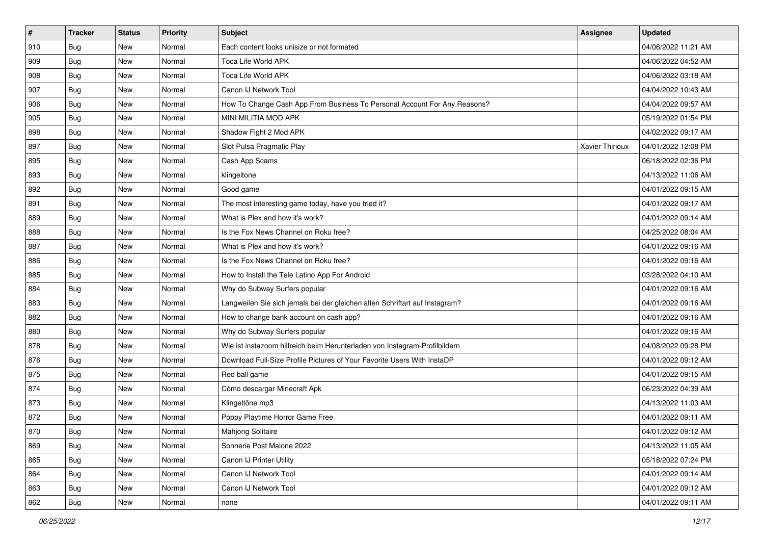| # | Tracker | Status | Priority | Subject | Assignee | Updated |
|---|---|---|---|---|---|---|
| 910 | Bug | New | Normal | Each content looks unisize or not formated | | 04/06/2022 11:21 AM |
| 909 | Bug | New | Normal | Toca Life World APK | | 04/06/2022 04:52 AM |
| 908 | Bug | New | Normal | Toca Life World APK | | 04/06/2022 03:18 AM |
| 907 | Bug | New | Normal | Canon IJ Network Tool | | 04/04/2022 10:43 AM |
| 906 | Bug | New | Normal | How To Change Cash App From Business To Personal Account For Any Reasons? | | 04/04/2022 09:57 AM |
| 905 | Bug | New | Normal | MINI MILITIA MOD APK | | 05/19/2022 01:54 PM |
| 898 | Bug | New | Normal | Shadow Fight 2 Mod APK | | 04/02/2022 09:17 AM |
| 897 | Bug | New | Normal | Slot Pulsa Pragmatic Play | Xavier Thirioux | 04/01/2022 12:08 PM |
| 895 | Bug | New | Normal | Cash App Scams | | 06/18/2022 02:36 PM |
| 893 | Bug | New | Normal | klingeltone | | 04/13/2022 11:06 AM |
| 892 | Bug | New | Normal | Good game | | 04/01/2022 09:15 AM |
| 891 | Bug | New | Normal | The most interesting game today, have you tried it? | | 04/01/2022 09:17 AM |
| 889 | Bug | New | Normal | What is Plex and how it's work? | | 04/01/2022 09:14 AM |
| 888 | Bug | New | Normal | Is the Fox News Channel on Roku free? | | 04/25/2022 08:04 AM |
| 887 | Bug | New | Normal | What is Plex and how it's work? | | 04/01/2022 09:16 AM |
| 886 | Bug | New | Normal | Is the Fox News Channel on Roku free? | | 04/01/2022 09:16 AM |
| 885 | Bug | New | Normal | How to Install the Tele Latino App For Android | | 03/28/2022 04:10 AM |
| 884 | Bug | New | Normal | Why do Subway Surfers popular | | 04/01/2022 09:16 AM |
| 883 | Bug | New | Normal | Langweilen Sie sich jemals bei der gleichen alten Schriftart auf Instagram? | | 04/01/2022 09:16 AM |
| 882 | Bug | New | Normal | How to change bank account on cash app? | | 04/01/2022 09:16 AM |
| 880 | Bug | New | Normal | Why do Subway Surfers popular | | 04/01/2022 09:16 AM |
| 878 | Bug | New | Normal | Wie ist instazoom hilfreich beim Herunterladen von Instagram-Profilbildern | | 04/08/2022 09:28 PM |
| 876 | Bug | New | Normal | Download Full-Size Profile Pictures of Your Favorite Users With InstaDP | | 04/01/2022 09:12 AM |
| 875 | Bug | New | Normal | Red ball game | | 04/01/2022 09:15 AM |
| 874 | Bug | New | Normal | Cómo descargar Minecraft Apk | | 06/23/2022 04:39 AM |
| 873 | Bug | New | Normal | Klingeltöne mp3 | | 04/13/2022 11:03 AM |
| 872 | Bug | New | Normal | Poppy Playtime Horror Game Free | | 04/01/2022 09:11 AM |
| 870 | Bug | New | Normal | Mahjong Solitaire | | 04/01/2022 09:12 AM |
| 869 | Bug | New | Normal | Sonnerie Post Malone 2022 | | 04/13/2022 11:05 AM |
| 865 | Bug | New | Normal | Canon IJ Printer Utility | | 05/18/2022 07:24 PM |
| 864 | Bug | New | Normal | Canon IJ Network Tool | | 04/01/2022 09:14 AM |
| 863 | Bug | New | Normal | Canon IJ Network Tool | | 04/01/2022 09:12 AM |
| 862 | Bug | New | Normal | none | | 04/01/2022 09:11 AM |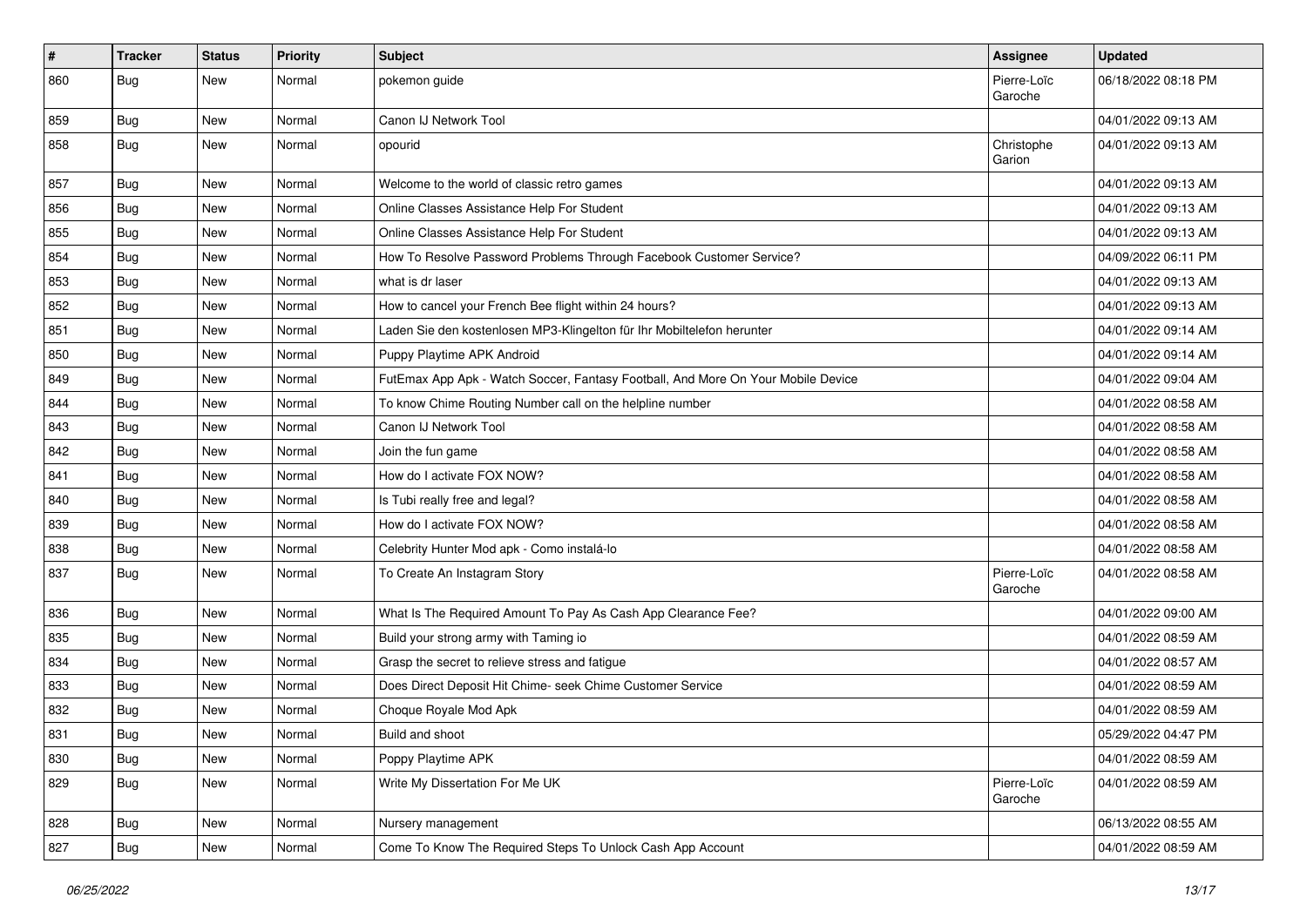| # | Tracker | Status | Priority | Subject | Assignee | Updated |
|---|---|---|---|---|---|---|
| 860 | Bug | New | Normal | pokemon guide | Pierre-Loïc Garoche | 06/18/2022 08:18 PM |
| 859 | Bug | New | Normal | Canon IJ Network Tool | | 04/01/2022 09:13 AM |
| 858 | Bug | New | Normal | opourid | Christophe Garion | 04/01/2022 09:13 AM |
| 857 | Bug | New | Normal | Welcome to the world of classic retro games | | 04/01/2022 09:13 AM |
| 856 | Bug | New | Normal | Online Classes Assistance Help For Student | | 04/01/2022 09:13 AM |
| 855 | Bug | New | Normal | Online Classes Assistance Help For Student | | 04/01/2022 09:13 AM |
| 854 | Bug | New | Normal | How To Resolve Password Problems Through Facebook Customer Service? | | 04/09/2022 06:11 PM |
| 853 | Bug | New | Normal | what is dr laser | | 04/01/2022 09:13 AM |
| 852 | Bug | New | Normal | How to cancel your French Bee flight within 24 hours? | | 04/01/2022 09:13 AM |
| 851 | Bug | New | Normal | Laden Sie den kostenlosen MP3-Klingelton für Ihr Mobiltelefon herunter | | 04/01/2022 09:14 AM |
| 850 | Bug | New | Normal | Puppy Playtime APK Android | | 04/01/2022 09:14 AM |
| 849 | Bug | New | Normal | FutEmax App Apk - Watch Soccer, Fantasy Football, And More On Your Mobile Device | | 04/01/2022 09:04 AM |
| 844 | Bug | New | Normal | To know Chime Routing Number call on the helpline number | | 04/01/2022 08:58 AM |
| 843 | Bug | New | Normal | Canon IJ Network Tool | | 04/01/2022 08:58 AM |
| 842 | Bug | New | Normal | Join the fun game | | 04/01/2022 08:58 AM |
| 841 | Bug | New | Normal | How do I activate FOX NOW? | | 04/01/2022 08:58 AM |
| 840 | Bug | New | Normal | Is Tubi really free and legal? | | 04/01/2022 08:58 AM |
| 839 | Bug | New | Normal | How do I activate FOX NOW? | | 04/01/2022 08:58 AM |
| 838 | Bug | New | Normal | Celebrity Hunter Mod apk - Como instalá-lo | | 04/01/2022 08:58 AM |
| 837 | Bug | New | Normal | To Create An Instagram Story | Pierre-Loïc Garoche | 04/01/2022 08:58 AM |
| 836 | Bug | New | Normal | What Is The Required Amount To Pay As Cash App Clearance Fee? | | 04/01/2022 09:00 AM |
| 835 | Bug | New | Normal | Build your strong army with Taming io | | 04/01/2022 08:59 AM |
| 834 | Bug | New | Normal | Grasp the secret to relieve stress and fatigue | | 04/01/2022 08:57 AM |
| 833 | Bug | New | Normal | Does Direct Deposit Hit Chime- seek Chime Customer Service | | 04/01/2022 08:59 AM |
| 832 | Bug | New | Normal | Choque Royale Mod Apk | | 04/01/2022 08:59 AM |
| 831 | Bug | New | Normal | Build and shoot | | 05/29/2022 04:47 PM |
| 830 | Bug | New | Normal | Poppy Playtime APK | | 04/01/2022 08:59 AM |
| 829 | Bug | New | Normal | Write My Dissertation For Me UK | Pierre-Loïc Garoche | 04/01/2022 08:59 AM |
| 828 | Bug | New | Normal | Nursery management | | 06/13/2022 08:55 AM |
| 827 | Bug | New | Normal | Come To Know The Required Steps To Unlock Cash App Account | | 04/01/2022 08:59 AM |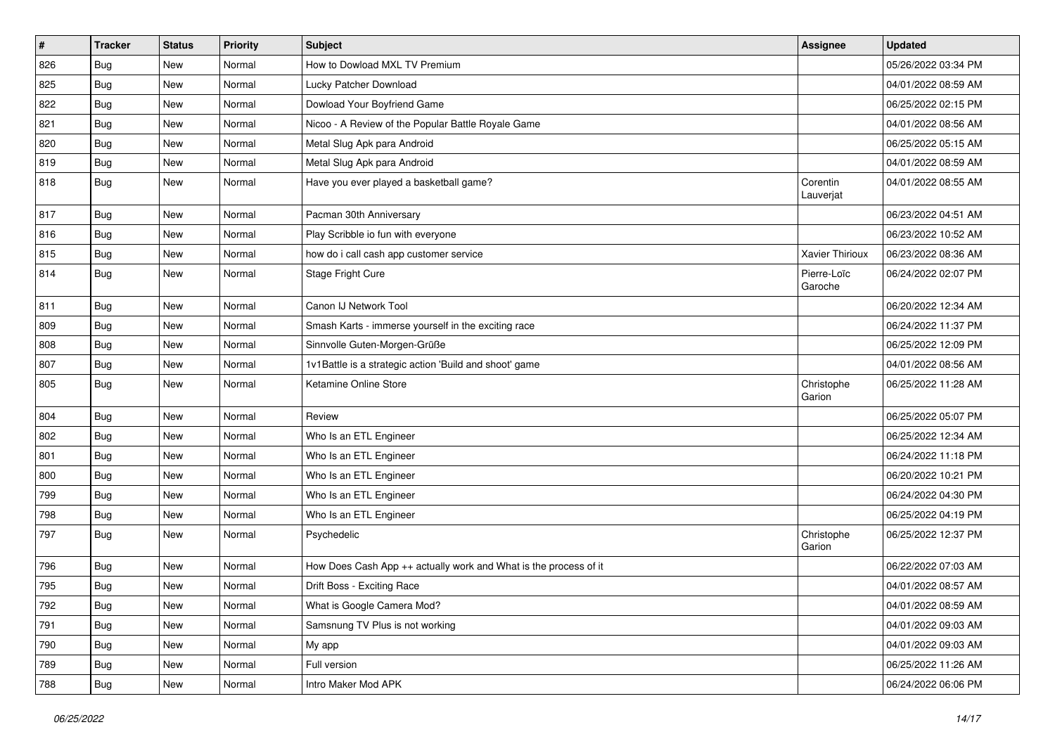| # | Tracker | Status | Priority | Subject | Assignee | Updated |
|---|---|---|---|---|---|---|
| 826 | Bug | New | Normal | How to Dowload MXL TV Premium | | 05/26/2022 03:34 PM |
| 825 | Bug | New | Normal | Lucky Patcher Download | | 04/01/2022 08:59 AM |
| 822 | Bug | New | Normal | Dowload Your Boyfriend Game | | 06/25/2022 02:15 PM |
| 821 | Bug | New | Normal | Nicoo - A Review of the Popular Battle Royale Game | | 04/01/2022 08:56 AM |
| 820 | Bug | New | Normal | Metal Slug Apk para Android | | 06/25/2022 05:15 AM |
| 819 | Bug | New | Normal | Metal Slug Apk para Android | | 04/01/2022 08:59 AM |
| 818 | Bug | New | Normal | Have you ever played a basketball game? | Corentin Lauverjat | 04/01/2022 08:55 AM |
| 817 | Bug | New | Normal | Pacman 30th Anniversary | | 06/23/2022 04:51 AM |
| 816 | Bug | New | Normal | Play Scribble io fun with everyone | | 06/23/2022 10:52 AM |
| 815 | Bug | New | Normal | how do i call cash app customer service | Xavier Thirioux | 06/23/2022 08:36 AM |
| 814 | Bug | New | Normal | Stage Fright Cure | Pierre-Loïc Garoche | 06/24/2022 02:07 PM |
| 811 | Bug | New | Normal | Canon IJ Network Tool | | 06/20/2022 12:34 AM |
| 809 | Bug | New | Normal | Smash Karts - immerse yourself in the exciting race | | 06/24/2022 11:37 PM |
| 808 | Bug | New | Normal | Sinnvolle Guten-Morgen-Grüße | | 06/25/2022 12:09 PM |
| 807 | Bug | New | Normal | 1v1Battle is a strategic action 'Build and shoot' game | | 04/01/2022 08:56 AM |
| 805 | Bug | New | Normal | Ketamine Online Store | Christophe Garion | 06/25/2022 11:28 AM |
| 804 | Bug | New | Normal | Review | | 06/25/2022 05:07 PM |
| 802 | Bug | New | Normal | Who Is an ETL Engineer | | 06/25/2022 12:34 AM |
| 801 | Bug | New | Normal | Who Is an ETL Engineer | | 06/24/2022 11:18 PM |
| 800 | Bug | New | Normal | Who Is an ETL Engineer | | 06/20/2022 10:21 PM |
| 799 | Bug | New | Normal | Who Is an ETL Engineer | | 06/24/2022 04:30 PM |
| 798 | Bug | New | Normal | Who Is an ETL Engineer | | 06/25/2022 04:19 PM |
| 797 | Bug | New | Normal | Psychedelic | Christophe Garion | 06/25/2022 12:37 PM |
| 796 | Bug | New | Normal | How Does Cash App ++ actually work and What is the process of it | | 06/22/2022 07:03 AM |
| 795 | Bug | New | Normal | Drift Boss - Exciting Race | | 04/01/2022 08:57 AM |
| 792 | Bug | New | Normal | What is Google Camera Mod? | | 04/01/2022 08:59 AM |
| 791 | Bug | New | Normal | Samsnung TV Plus is not working | | 04/01/2022 09:03 AM |
| 790 | Bug | New | Normal | My app | | 04/01/2022 09:03 AM |
| 789 | Bug | New | Normal | Full version | | 06/25/2022 11:26 AM |
| 788 | Bug | New | Normal | Intro Maker Mod APK | | 06/24/2022 06:06 PM |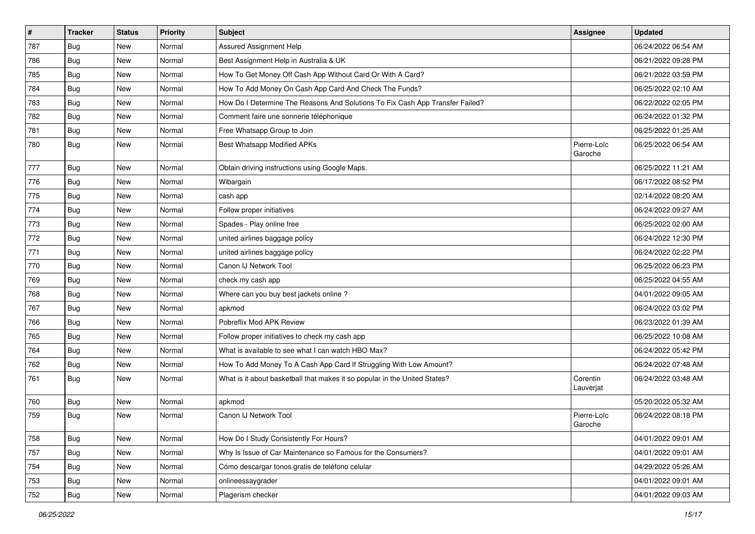| # | Tracker | Status | Priority | Subject | Assignee | Updated |
|---|---|---|---|---|---|---|
| 787 | Bug | New | Normal | Assured Assignment Help | | 06/24/2022 06:54 AM |
| 786 | Bug | New | Normal | Best Assignment Help in Australia & UK | | 06/21/2022 09:28 PM |
| 785 | Bug | New | Normal | How To Get Money Off Cash App Without Card Or With A Card? | | 06/21/2022 03:59 PM |
| 784 | Bug | New | Normal | How To Add Money On Cash App Card And Check The Funds? | | 06/25/2022 02:10 AM |
| 783 | Bug | New | Normal | How Do I Determine The Reasons And Solutions To Fix Cash App Transfer Failed? | | 06/22/2022 02:05 PM |
| 782 | Bug | New | Normal | Comment faire une sonnerie téléphonique | | 06/24/2022 01:32 PM |
| 781 | Bug | New | Normal | Free Whatsapp Group to Join | | 06/25/2022 01:25 AM |
| 780 | Bug | New | Normal | Best Whatsapp Modified APKs | Pierre-Loïc Garoche | 06/25/2022 06:54 AM |
| 777 | Bug | New | Normal | Obtain driving instructions using Google Maps. | | 06/25/2022 11:21 AM |
| 776 | Bug | New | Normal | Wibargain | | 06/17/2022 08:52 PM |
| 775 | Bug | New | Normal | cash app | | 02/14/2022 08:20 AM |
| 774 | Bug | New | Normal | Follow proper initiatives | | 06/24/2022 09:27 AM |
| 773 | Bug | New | Normal | Spades - Play online free | | 06/25/2022 02:00 AM |
| 772 | Bug | New | Normal | united airlines baggage policy | | 06/24/2022 12:30 PM |
| 771 | Bug | New | Normal | united airlines baggage policy | | 06/24/2022 02:22 PM |
| 770 | Bug | New | Normal | Canon IJ Network Tool | | 06/25/2022 06:23 PM |
| 769 | Bug | New | Normal | check my cash app | | 06/25/2022 04:55 AM |
| 768 | Bug | New | Normal | Where can you buy best jackets online ? | | 04/01/2022 09:05 AM |
| 767 | Bug | New | Normal | apkmod | | 06/24/2022 03:02 PM |
| 766 | Bug | New | Normal | Pobreflix Mod APK Review | | 06/23/2022 01:39 AM |
| 765 | Bug | New | Normal | Follow proper initiatives to check my cash app | | 06/25/2022 10:08 AM |
| 764 | Bug | New | Normal | What is available to see what I can watch HBO Max? | | 06/24/2022 05:42 PM |
| 762 | Bug | New | Normal | How To Add Money To A Cash App Card If Struggling With Low Amount? | | 06/24/2022 07:48 AM |
| 761 | Bug | New | Normal | What is it about basketball that makes it so popular in the United States? | Corentin Lauverjat | 06/24/2022 03:48 AM |
| 760 | Bug | New | Normal | apkmod | | 05/20/2022 05:32 AM |
| 759 | Bug | New | Normal | Canon IJ Network Tool | Pierre-Loïc Garoche | 06/24/2022 08:18 PM |
| 758 | Bug | New | Normal | How Do I Study Consistently For Hours? | | 04/01/2022 09:01 AM |
| 757 | Bug | New | Normal | Why Is Issue of Car Maintenance so Famous for the Consumers? | | 04/01/2022 09:01 AM |
| 754 | Bug | New | Normal | Cómo descargar tonos gratis de teléfono celular | | 04/29/2022 05:26 AM |
| 753 | Bug | New | Normal | onlineessaygrader | | 04/01/2022 09:01 AM |
| 752 | Bug | New | Normal | Plagerism checker | | 04/01/2022 09:03 AM |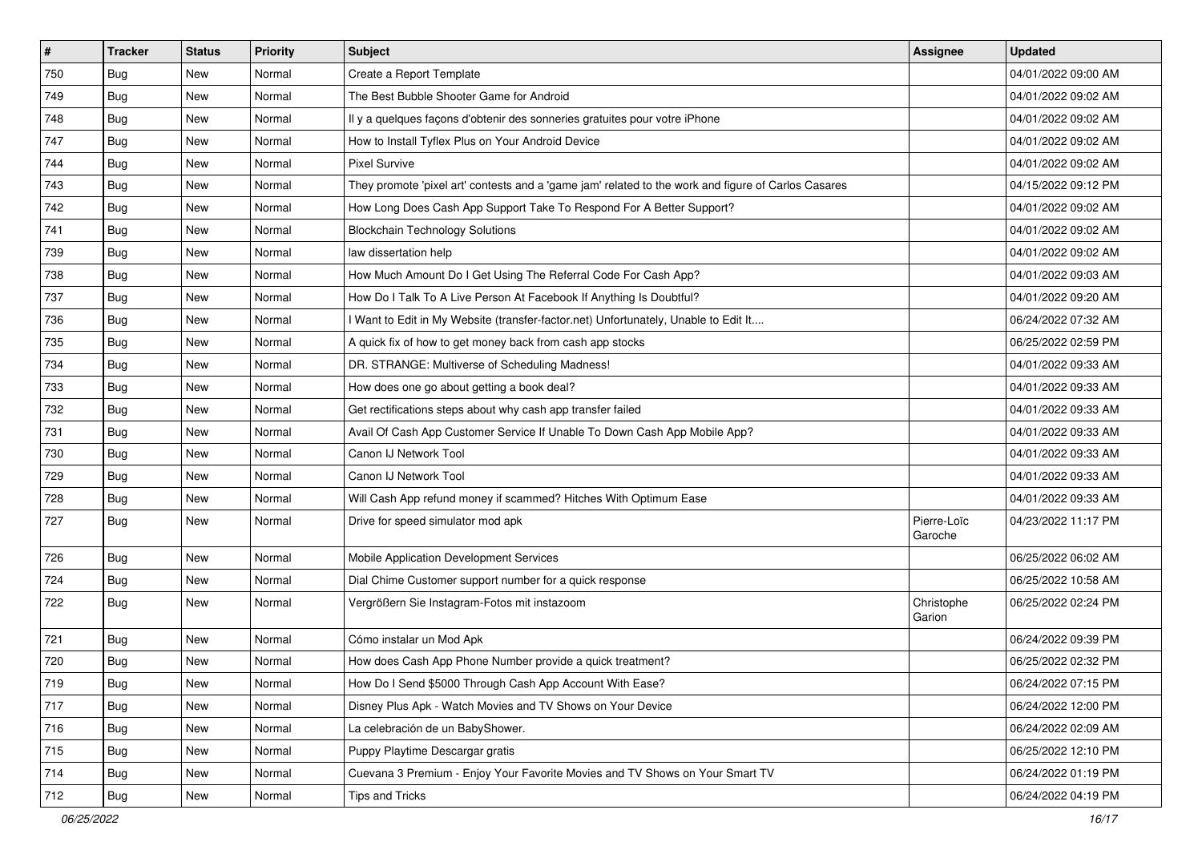| # | Tracker | Status | Priority | Subject | Assignee | Updated |
|---|---|---|---|---|---|---|
| 750 | Bug | New | Normal | Create a Report Template | | 04/01/2022 09:00 AM |
| 749 | Bug | New | Normal | The Best Bubble Shooter Game for Android | | 04/01/2022 09:02 AM |
| 748 | Bug | New | Normal | Il y a quelques façons d'obtenir des sonneries gratuites pour votre iPhone | | 04/01/2022 09:02 AM |
| 747 | Bug | New | Normal | How to Install Tyflex Plus on Your Android Device | | 04/01/2022 09:02 AM |
| 744 | Bug | New | Normal | Pixel Survive | | 04/01/2022 09:02 AM |
| 743 | Bug | New | Normal | They promote 'pixel art' contests and a 'game jam' related to the work and figure of Carlos Casares | | 04/15/2022 09:12 PM |
| 742 | Bug | New | Normal | How Long Does Cash App Support Take To Respond For A Better Support? | | 04/01/2022 09:02 AM |
| 741 | Bug | New | Normal | Blockchain Technology Solutions | | 04/01/2022 09:02 AM |
| 739 | Bug | New | Normal | law dissertation help | | 04/01/2022 09:02 AM |
| 738 | Bug | New | Normal | How Much Amount Do I Get Using The Referral Code For Cash App? | | 04/01/2022 09:03 AM |
| 737 | Bug | New | Normal | How Do I Talk To A Live Person At Facebook If Anything Is Doubtful? | | 04/01/2022 09:20 AM |
| 736 | Bug | New | Normal | I Want to Edit in My Website (transfer-factor.net) Unfortunately, Unable to Edit It.... | | 06/24/2022 07:32 AM |
| 735 | Bug | New | Normal | A quick fix of how to get money back from cash app stocks | | 06/25/2022 02:59 PM |
| 734 | Bug | New | Normal | DR. STRANGE: Multiverse of Scheduling Madness! | | 04/01/2022 09:33 AM |
| 733 | Bug | New | Normal | How does one go about getting a book deal? | | 04/01/2022 09:33 AM |
| 732 | Bug | New | Normal | Get rectifications steps about why cash app transfer failed | | 04/01/2022 09:33 AM |
| 731 | Bug | New | Normal | Avail Of Cash App Customer Service If Unable To Down Cash App Mobile App? | | 04/01/2022 09:33 AM |
| 730 | Bug | New | Normal | Canon IJ Network Tool | | 04/01/2022 09:33 AM |
| 729 | Bug | New | Normal | Canon IJ Network Tool | | 04/01/2022 09:33 AM |
| 728 | Bug | New | Normal | Will Cash App refund money if scammed? Hitches With Optimum Ease | | 04/01/2022 09:33 AM |
| 727 | Bug | New | Normal | Drive for speed simulator mod apk | Pierre-Loïc Garoche | 04/23/2022 11:17 PM |
| 726 | Bug | New | Normal | Mobile Application Development Services | | 06/25/2022 06:02 AM |
| 724 | Bug | New | Normal | Dial Chime Customer support number for a quick response | | 06/25/2022 10:58 AM |
| 722 | Bug | New | Normal | Vergrößern Sie Instagram-Fotos mit instazoom | Christophe Garion | 06/25/2022 02:24 PM |
| 721 | Bug | New | Normal | Cómo instalar un Mod Apk | | 06/24/2022 09:39 PM |
| 720 | Bug | New | Normal | How does Cash App Phone Number provide a quick treatment? | | 06/25/2022 02:32 PM |
| 719 | Bug | New | Normal | How Do I Send $5000 Through Cash App Account With Ease? | | 06/24/2022 07:15 PM |
| 717 | Bug | New | Normal | Disney Plus Apk - Watch Movies and TV Shows on Your Device | | 06/24/2022 12:00 PM |
| 716 | Bug | New | Normal | La celebración de un BabyShower. | | 06/24/2022 02:09 AM |
| 715 | Bug | New | Normal | Puppy Playtime Descargar gratis | | 06/25/2022 12:10 PM |
| 714 | Bug | New | Normal | Cuevana 3 Premium - Enjoy Your Favorite Movies and TV Shows on Your Smart TV | | 06/24/2022 01:19 PM |
| 712 | Bug | New | Normal | Tips and Tricks | | 06/24/2022 04:19 PM |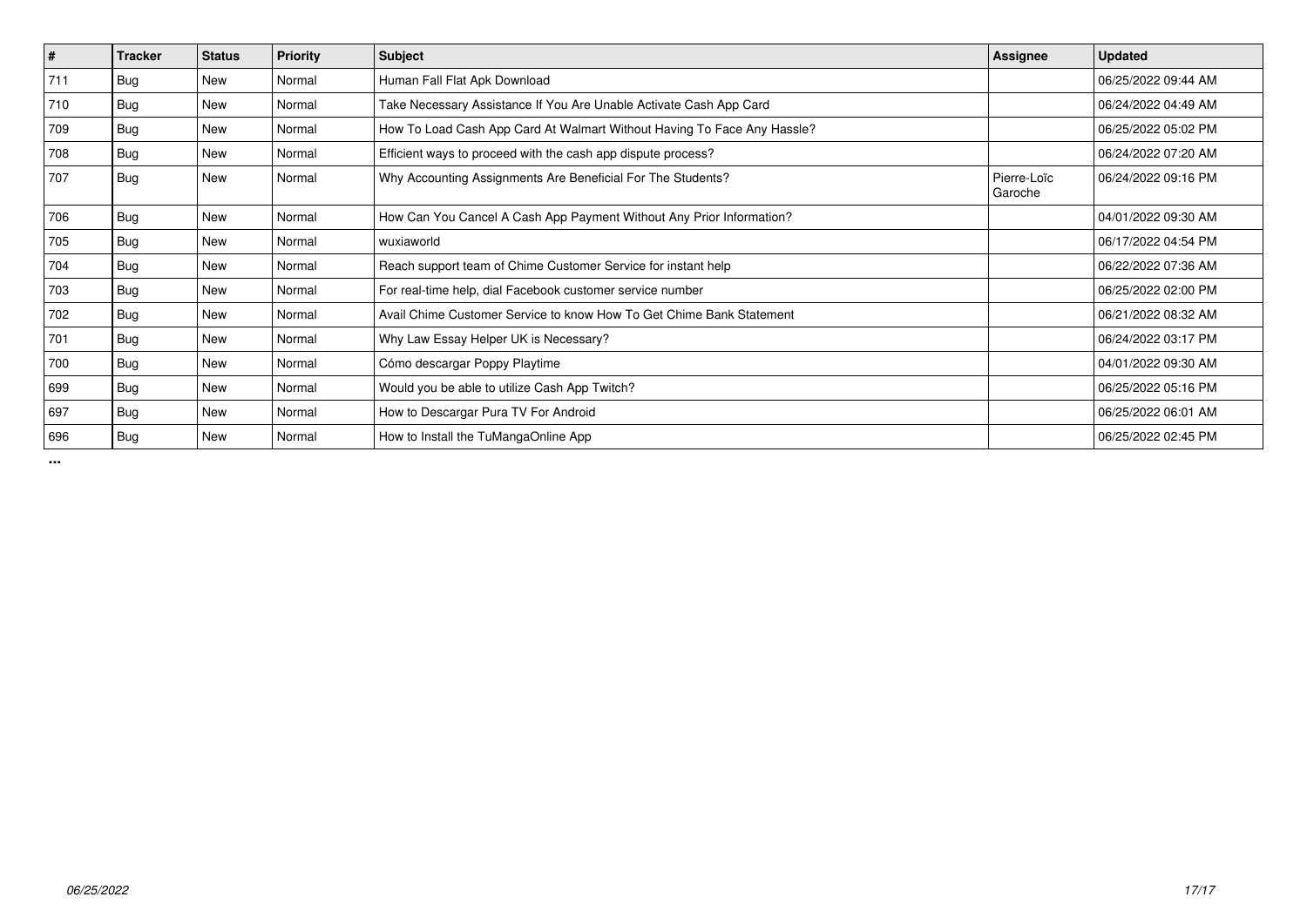| # | Tracker | Status | Priority | Subject | Assignee | Updated |
|---|---|---|---|---|---|---|
| 711 | Bug | New | Normal | Human Fall Flat Apk Download | | 06/25/2022 09:44 AM |
| 710 | Bug | New | Normal | Take Necessary Assistance If You Are Unable Activate Cash App Card | | 06/24/2022 04:49 AM |
| 709 | Bug | New | Normal | How To Load Cash App Card At Walmart Without Having To Face Any Hassle? | | 06/25/2022 05:02 PM |
| 708 | Bug | New | Normal | Efficient ways to proceed with the cash app dispute process? | | 06/24/2022 07:20 AM |
| 707 | Bug | New | Normal | Why Accounting Assignments Are Beneficial For The Students? | Pierre-Loïc Garoche | 06/24/2022 09:16 PM |
| 706 | Bug | New | Normal | How Can You Cancel A Cash App Payment Without Any Prior Information? | | 04/01/2022 09:30 AM |
| 705 | Bug | New | Normal | wuxiaworld | | 06/17/2022 04:54 PM |
| 704 | Bug | New | Normal | Reach support team of Chime Customer Service for instant help | | 06/22/2022 07:36 AM |
| 703 | Bug | New | Normal | For real-time help, dial Facebook customer service number | | 06/25/2022 02:00 PM |
| 702 | Bug | New | Normal | Avail Chime Customer Service to know How To Get Chime Bank Statement | | 06/21/2022 08:32 AM |
| 701 | Bug | New | Normal | Why Law Essay Helper UK is Necessary? | | 06/24/2022 03:17 PM |
| 700 | Bug | New | Normal | Cómo descargar Poppy Playtime | | 04/01/2022 09:30 AM |
| 699 | Bug | New | Normal | Would you be able to utilize Cash App Twitch? | | 06/25/2022 05:16 PM |
| 697 | Bug | New | Normal | How to Descargar Pura TV For Android | | 06/25/2022 06:01 AM |
| 696 | Bug | New | Normal | How to Install the TuMangaOnline App | | 06/25/2022 02:45 PM |

...